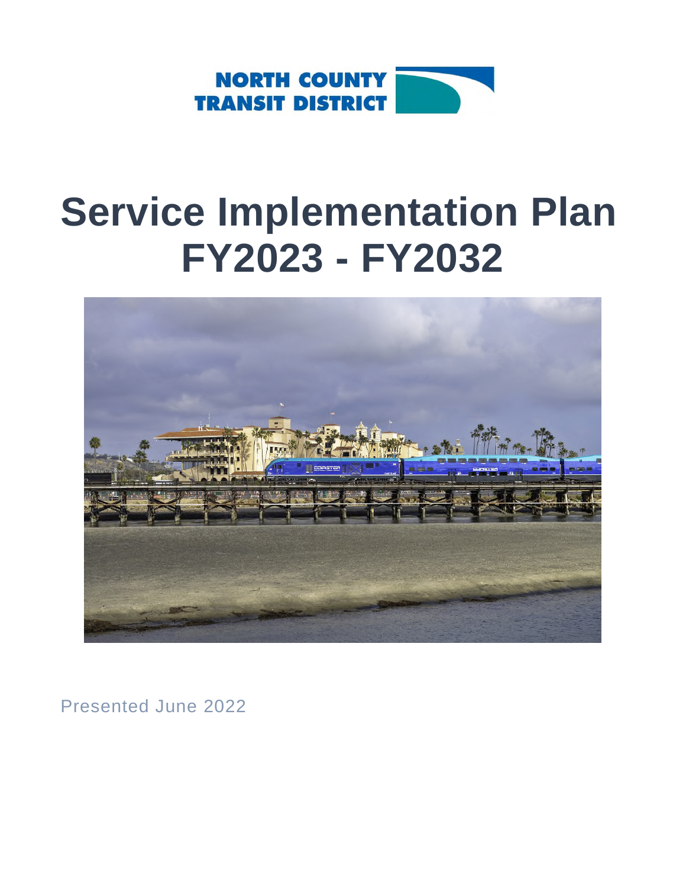NORTH COUNTY TRANSIT DISTRICT

# Service Implementation Plan FY2023 - FY2032

Presented June 2022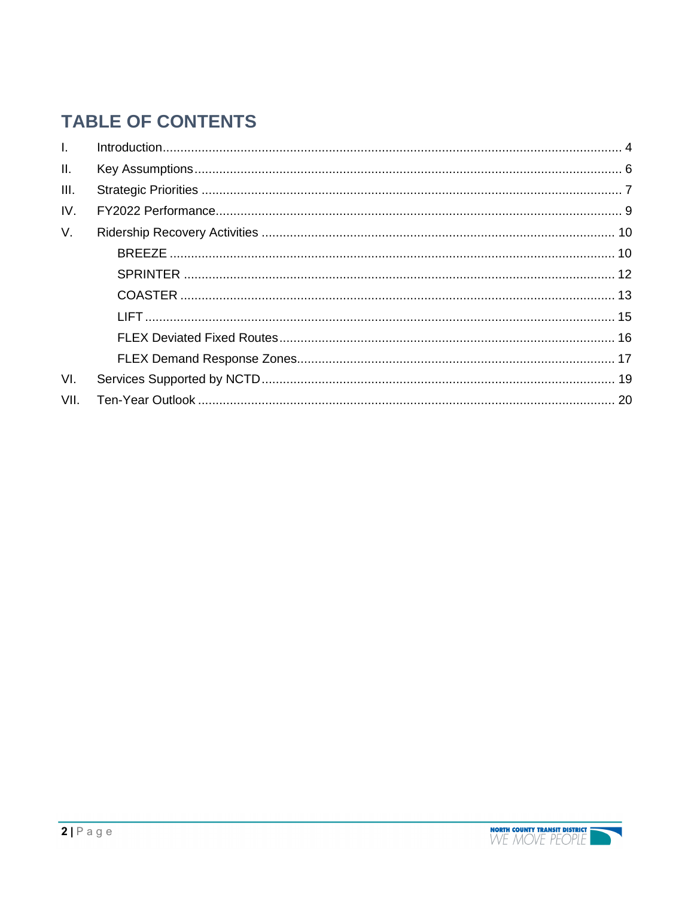## TABLE OF CONTENTS

I. Introduction ..... 4

II. Key Assumptions ..... 6

III. Strategic Priorities ..... 7

IV. FY2022 Performance ..... 9

V. Ridership Recovery Activities ..... 10

- BREEZE ..... 10
- SPRINTER ..... 12
- COASTER ..... 13
- LIFT ..... 15
- FLEX Deviated Fixed Routes ..... 16
- FLEX Demand Response Zones ..... 17

VI. Services Supported by NCTD ..... 19

VII. Ten-Year Outlook ..... 20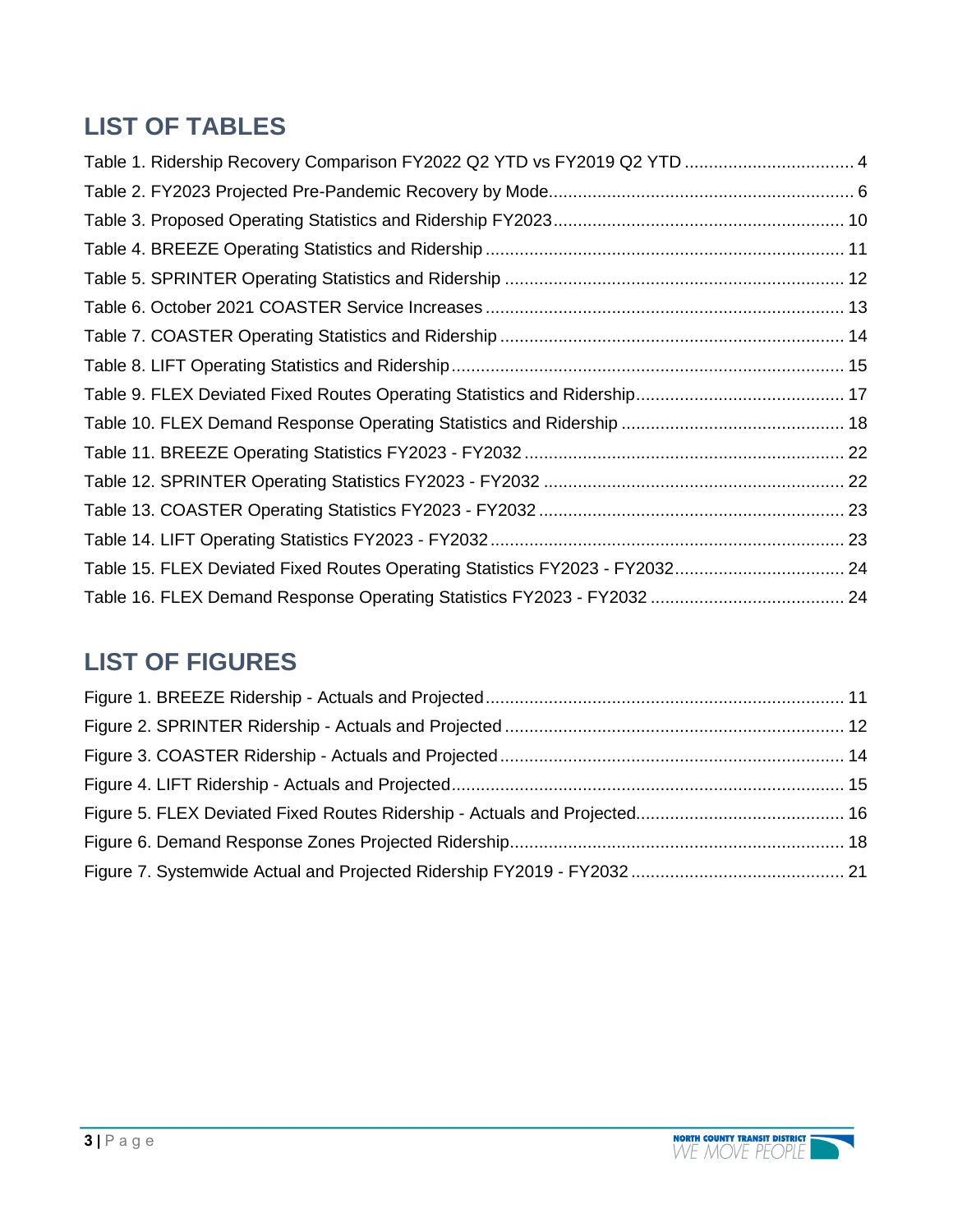## LIST OF TABLES

Table 1. Ridership Recovery Comparison FY2022 Q2 YTD vs FY2019 Q2 YTD .................................. 4
Table 2. FY2023 Projected Pre-Pandemic Recovery by Mode............................................................... 6
Table 3. Proposed Operating Statistics and Ridership FY2023........................................................... 10
Table 4. BREEZE Operating Statistics and Ridership ......................................................................... 11
Table 5. SPRINTER Operating Statistics and Ridership ..................................................................... 12
Table 6. October 2021 COASTER Service Increases ......................................................................... 13
Table 7. COASTER Operating Statistics and Ridership ...................................................................... 14
Table 8. LIFT Operating Statistics and Ridership................................................................................ 15
Table 9. FLEX Deviated Fixed Routes Operating Statistics and Ridership.......................................... 17
Table 10. FLEX Demand Response Operating Statistics and Ridership ............................................. 18
Table 11. BREEZE Operating Statistics FY2023 - FY2032 ................................................................. 22
Table 12. SPRINTER Operating Statistics FY2023 - FY2032 ............................................................. 22
Table 13. COASTER Operating Statistics FY2023 - FY2032 .............................................................. 23
Table 14. LIFT Operating Statistics FY2023 - FY2032 ........................................................................ 23
Table 15. FLEX Deviated Fixed Routes Operating Statistics FY2023 - FY2032.................................. 24
Table 16. FLEX Demand Response Operating Statistics FY2023 - FY2032 ....................................... 24

## LIST OF FIGURES

Figure 1. BREEZE Ridership - Actuals and Projected......................................................................... 11
Figure 2. SPRINTER Ridership - Actuals and Projected ..................................................................... 12
Figure 3. COASTER Ridership - Actuals and Projected ...................................................................... 14
Figure 4. LIFT Ridership - Actuals and Projected................................................................................ 15
Figure 5. FLEX Deviated Fixed Routes Ridership - Actuals and Projected.......................................... 16
Figure 6. Demand Response Zones Projected Ridership.................................................................... 18
Figure 7. Systemwide Actual and Projected Ridership FY2019 - FY2032 ........................................... 21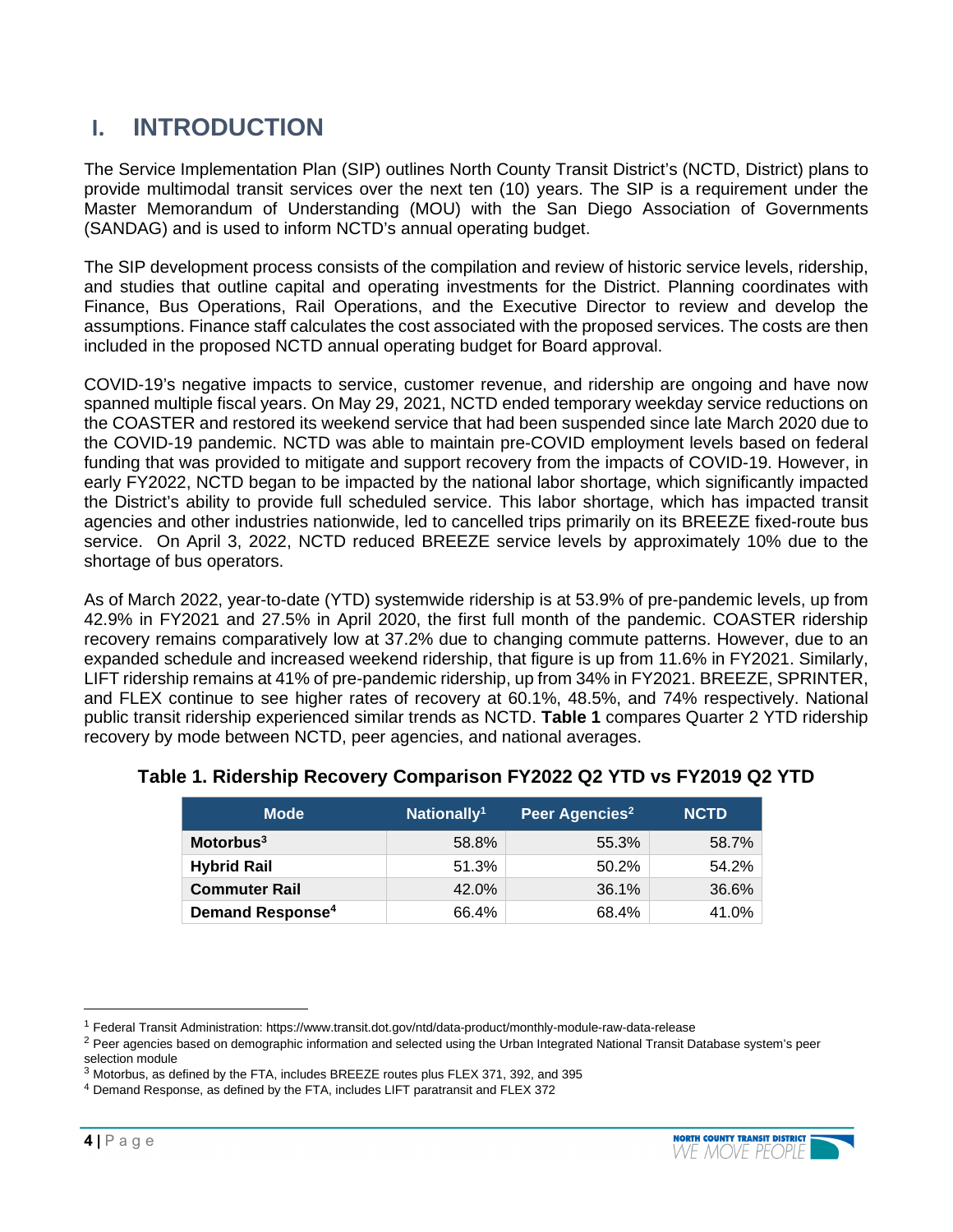# I. INTRODUCTION

The Service Implementation Plan (SIP) outlines North County Transit District's (NCTD, District) plans to provide multimodal transit services over the next ten (10) years. The SIP is a requirement under the Master Memorandum of Understanding (MOU) with the San Diego Association of Governments (SANDAG) and is used to inform NCTD's annual operating budget.

The SIP development process consists of the compilation and review of historic service levels, ridership, and studies that outline capital and operating investments for the District. Planning coordinates with Finance, Bus Operations, Rail Operations, and the Executive Director to review and develop the assumptions. Finance staff calculates the cost associated with the proposed services. The costs are then included in the proposed NCTD annual operating budget for Board approval.

COVID-19's negative impacts to service, customer revenue, and ridership are ongoing and have now spanned multiple fiscal years. On May 29, 2021, NCTD ended temporary weekday service reductions on the COASTER and restored its weekend service that had been suspended since late March 2020 due to the COVID-19 pandemic. NCTD was able to maintain pre-COVID employment levels based on federal funding that was provided to mitigate and support recovery from the impacts of COVID-19. However, in early FY2022, NCTD began to be impacted by the national labor shortage, which significantly impacted the District's ability to provide full scheduled service. This labor shortage, which has impacted transit agencies and other industries nationwide, led to cancelled trips primarily on its BREEZE fixed-route bus service. On April 3, 2022, NCTD reduced BREEZE service levels by approximately 10% due to the shortage of bus operators.

As of March 2022, year-to-date (YTD) systemwide ridership is at 53.9% of pre-pandemic levels, up from 42.9% in FY2021 and 27.5% in April 2020, the first full month of the pandemic. COASTER ridership recovery remains comparatively low at 37.2% due to changing commute patterns. However, due to an expanded schedule and increased weekend ridership, that figure is up from 11.6% in FY2021. Similarly, LIFT ridership remains at 41% of pre-pandemic ridership, up from 34% in FY2021. BREEZE, SPRINTER, and FLEX continue to see higher rates of recovery at 60.1%, 48.5%, and 74% respectively. National public transit ridership experienced similar trends as NCTD. **Table 1** compares Quarter 2 YTD ridership recovery by mode between NCTD, peer agencies, and national averages.

**Table 1. Ridership Recovery Comparison FY2022 Q2 YTD vs FY2019 Q2 YTD**

| Mode | Nationally[1] | Peer Agencies[2] | NCTD |
|---|---|---|---|
| **Motorbus[3]** | 58.8% | 55.3% | 58.7% |
| **Hybrid Rail** | 51.3% | 50.2% | 54.2% |
| **Commuter Rail** | 42.0% | 36.1% | 36.6% |
| **Demand Response[4]** | 66.4% | 68.4% | 41.0% |

[1] Federal Transit Administration: https://www.transit.dot.gov/ntd/data-product/monthly-module-raw-data-release

[2] Peer agencies based on demographic information and selected using the Urban Integrated National Transit Database system's peer selection module

[3] Motorbus, as defined by the FTA, includes BREEZE routes plus FLEX 371, 392, and 395

[4] Demand Response, as defined by the FTA, includes LIFT paratransit and FLEX 372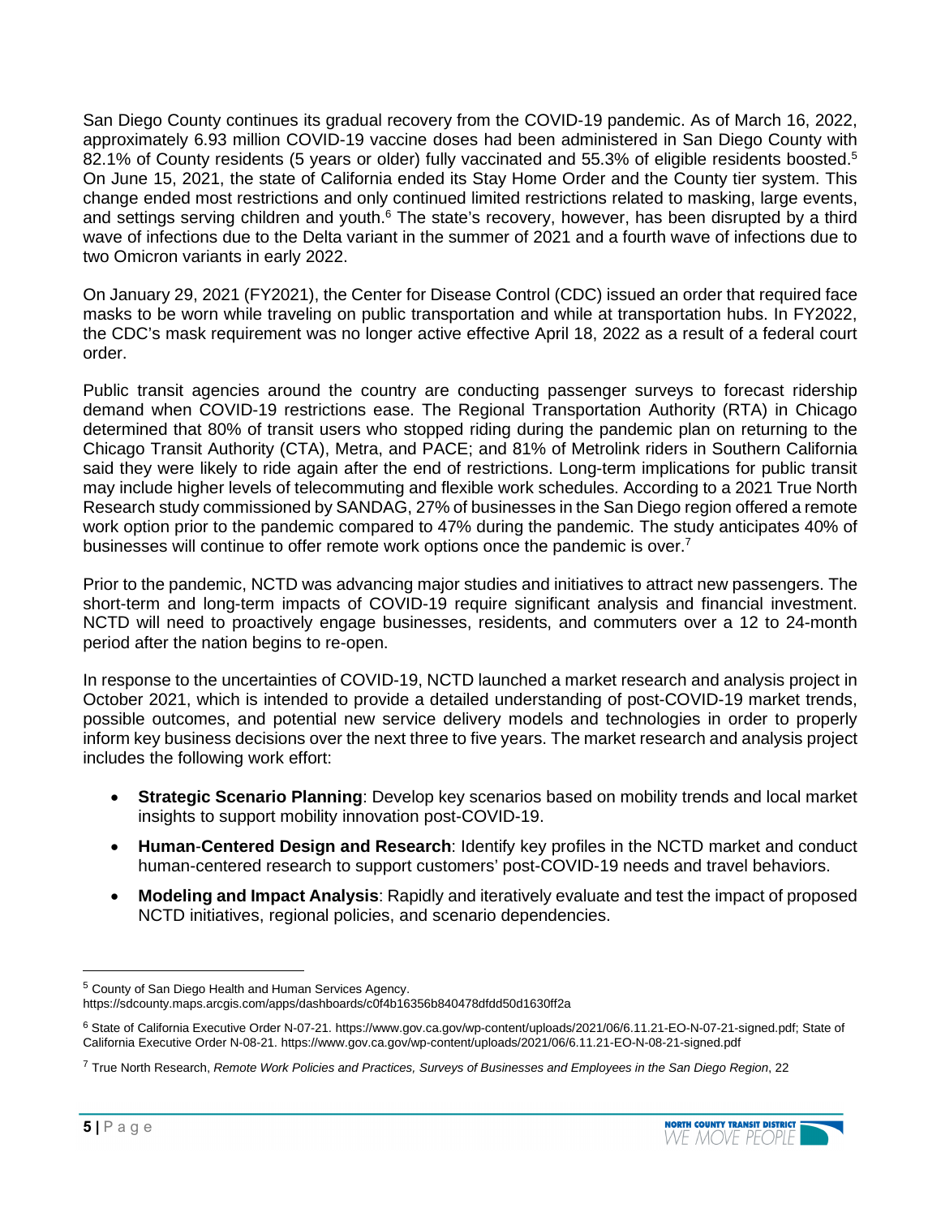San Diego County continues its gradual recovery from the COVID-19 pandemic. As of March 16, 2022, approximately 6.93 million COVID-19 vaccine doses had been administered in San Diego County with 82.1% of County residents (5 years or older) fully vaccinated and 55.3% of eligible residents boosted.[5] On June 15, 2021, the state of California ended its Stay Home Order and the County tier system. This change ended most restrictions and only continued limited restrictions related to masking, large events, and settings serving children and youth.[6] The state's recovery, however, has been disrupted by a third wave of infections due to the Delta variant in the summer of 2021 and a fourth wave of infections due to two Omicron variants in early 2022.

On January 29, 2021 (FY2021), the Center for Disease Control (CDC) issued an order that required face masks to be worn while traveling on public transportation and while at transportation hubs. In FY2022, the CDC's mask requirement was no longer active effective April 18, 2022 as a result of a federal court order.

Public transit agencies around the country are conducting passenger surveys to forecast ridership demand when COVID-19 restrictions ease. The Regional Transportation Authority (RTA) in Chicago determined that 80% of transit users who stopped riding during the pandemic plan on returning to the Chicago Transit Authority (CTA), Metra, and PACE; and 81% of Metrolink riders in Southern California said they were likely to ride again after the end of restrictions. Long-term implications for public transit may include higher levels of telecommuting and flexible work schedules. According to a 2021 True North Research study commissioned by SANDAG, 27% of businesses in the San Diego region offered a remote work option prior to the pandemic compared to 47% during the pandemic. The study anticipates 40% of businesses will continue to offer remote work options once the pandemic is over.[7]

Prior to the pandemic, NCTD was advancing major studies and initiatives to attract new passengers. The short-term and long-term impacts of COVID-19 require significant analysis and financial investment. NCTD will need to proactively engage businesses, residents, and commuters over a 12 to 24-month period after the nation begins to re-open.

In response to the uncertainties of COVID-19, NCTD launched a market research and analysis project in October 2021, which is intended to provide a detailed understanding of post-COVID-19 market trends, possible outcomes, and potential new service delivery models and technologies in order to properly inform key business decisions over the next three to five years. The market research and analysis project includes the following work effort:

- **Strategic Scenario Planning**: Develop key scenarios based on mobility trends and local market insights to support mobility innovation post-COVID-19.
- **Human-Centered Design and Research**: Identify key profiles in the NCTD market and conduct human-centered research to support customers' post-COVID-19 needs and travel behaviors.
- **Modeling and Impact Analysis**: Rapidly and iteratively evaluate and test the impact of proposed NCTD initiatives, regional policies, and scenario dependencies.

---

[5] County of San Diego Health and Human Services Agency. https://sdcounty.maps.arcgis.com/apps/dashboards/c0f4b16356b840478dfdd50d1630ff2a

[6] State of California Executive Order N-07-21. https://www.gov.ca.gov/wp-content/uploads/2021/06/6.11.21-EO-N-07-21-signed.pdf; State of California Executive Order N-08-21. https://www.gov.ca.gov/wp-content/uploads/2021/06/6.11.21-EO-N-08-21-signed.pdf

[7] True North Research, *Remote Work Policies and Practices, Surveys of Businesses and Employees in the San Diego Region*, 22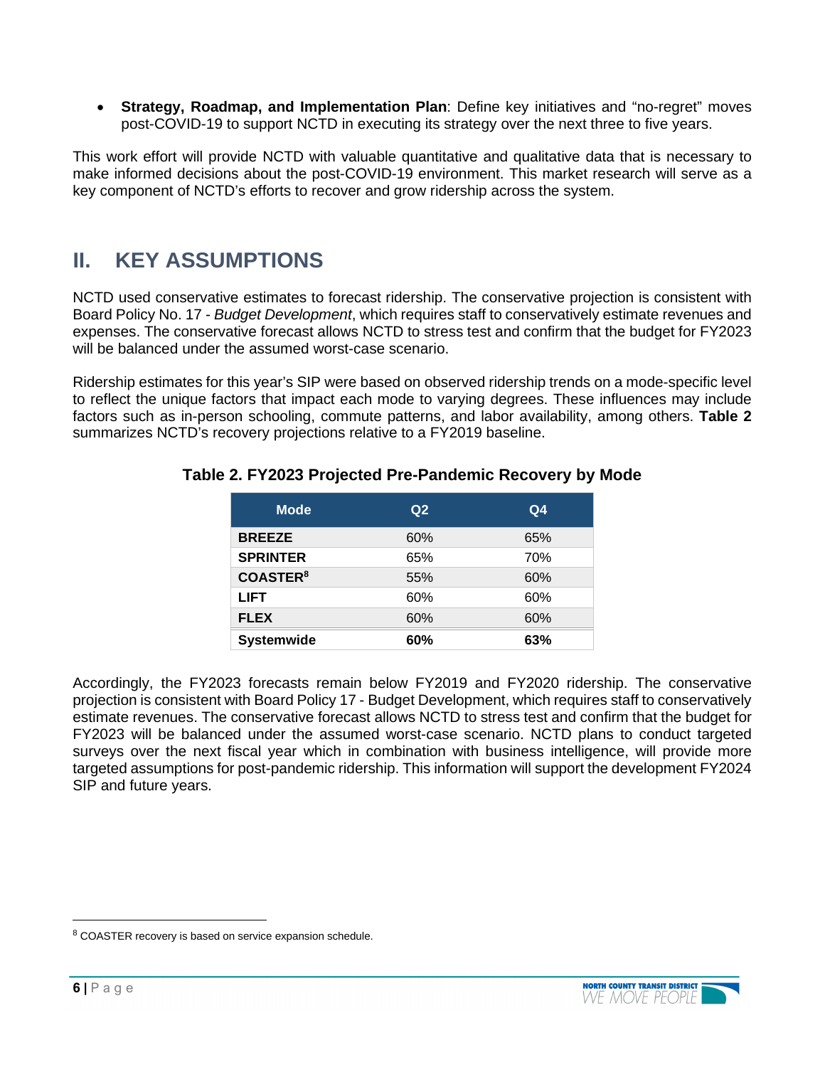- **Strategy, Roadmap, and Implementation Plan**: Define key initiatives and "no-regret" moves post-COVID-19 to support NCTD in executing its strategy over the next three to five years.

This work effort will provide NCTD with valuable quantitative and qualitative data that is necessary to make informed decisions about the post-COVID-19 environment. This market research will serve as a key component of NCTD's efforts to recover and grow ridership across the system.

## II. KEY ASSUMPTIONS

NCTD used conservative estimates to forecast ridership. The conservative projection is consistent with Board Policy No. 17 - *Budget Development*, which requires staff to conservatively estimate revenues and expenses. The conservative forecast allows NCTD to stress test and confirm that the budget for FY2023 will be balanced under the assumed worst-case scenario.

Ridership estimates for this year's SIP were based on observed ridership trends on a mode-specific level to reflect the unique factors that impact each mode to varying degrees. These influences may include factors such as in-person schooling, commute patterns, and labor availability, among others. **Table 2** summarizes NCTD's recovery projections relative to a FY2019 baseline.

**Table 2. FY2023 Projected Pre-Pandemic Recovery by Mode**

| Mode | Q2 | Q4 |
|---|---|---|
| **BREEZE** | 60% | 65% |
| **SPRINTER** | 65% | 70% |
| **COASTER**[8] | 55% | 60% |
| **LIFT** | 60% | 60% |
| **FLEX** | 60% | 60% |
| **Systemwide** | **60%** | **63%** |

Accordingly, the FY2023 forecasts remain below FY2019 and FY2020 ridership. The conservative projection is consistent with Board Policy 17 - Budget Development, which requires staff to conservatively estimate revenues. The conservative forecast allows NCTD to stress test and confirm that the budget for FY2023 will be balanced under the assumed worst-case scenario. NCTD plans to conduct targeted surveys over the next fiscal year which in combination with business intelligence, will provide more targeted assumptions for post-pandemic ridership. This information will support the development FY2024 SIP and future years.

[8] COASTER recovery is based on service expansion schedule.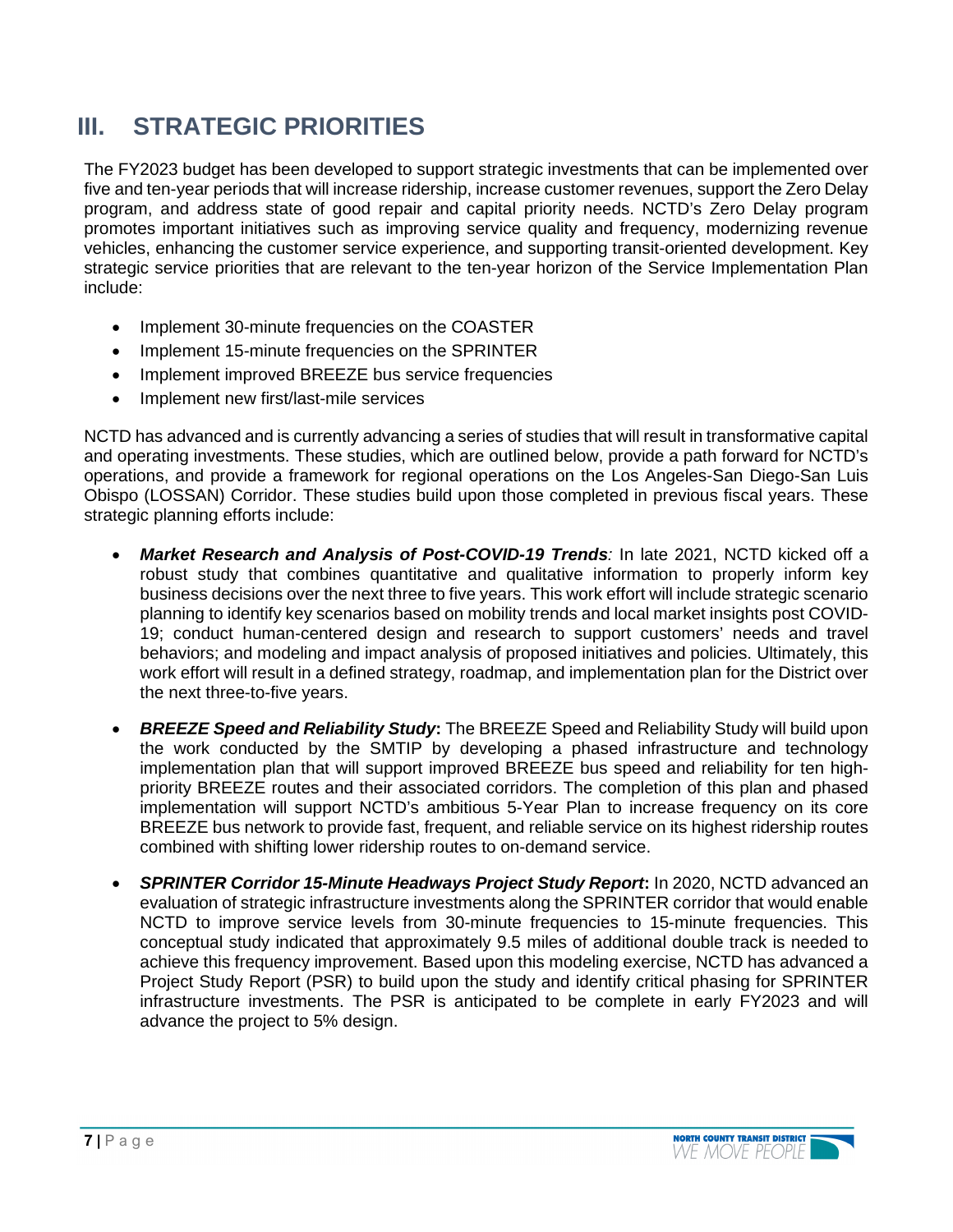# III. STRATEGIC PRIORITIES

The FY2023 budget has been developed to support strategic investments that can be implemented over five and ten-year periods that will increase ridership, increase customer revenues, support the Zero Delay program, and address state of good repair and capital priority needs. NCTD's Zero Delay program promotes important initiatives such as improving service quality and frequency, modernizing revenue vehicles, enhancing the customer service experience, and supporting transit-oriented development. Key strategic service priorities that are relevant to the ten-year horizon of the Service Implementation Plan include:

- Implement 30-minute frequencies on the COASTER
- Implement 15-minute frequencies on the SPRINTER
- Implement improved BREEZE bus service frequencies
- Implement new first/last-mile services

NCTD has advanced and is currently advancing a series of studies that will result in transformative capital and operating investments. These studies, which are outlined below, provide a path forward for NCTD's operations, and provide a framework for regional operations on the Los Angeles-San Diego-San Luis Obispo (LOSSAN) Corridor. These studies build upon those completed in previous fiscal years. These strategic planning efforts include:

- ***Market Research and Analysis of Post-COVID-19 Trends****:* In late 2021, NCTD kicked off a robust study that combines quantitative and qualitative information to properly inform key business decisions over the next three to five years. This work effort will include strategic scenario planning to identify key scenarios based on mobility trends and local market insights post COVID-19; conduct human-centered design and research to support customers' needs and travel behaviors; and modeling and impact analysis of proposed initiatives and policies. Ultimately, this work effort will result in a defined strategy, roadmap, and implementation plan for the District over the next three-to-five years.

- ***BREEZE Speed and Reliability Study*****:** The BREEZE Speed and Reliability Study will build upon the work conducted by the SMTIP by developing a phased infrastructure and technology implementation plan that will support improved BREEZE bus speed and reliability for ten high-priority BREEZE routes and their associated corridors. The completion of this plan and phased implementation will support NCTD's ambitious 5-Year Plan to increase frequency on its core BREEZE bus network to provide fast, frequent, and reliable service on its highest ridership routes combined with shifting lower ridership routes to on-demand service.

- ***SPRINTER Corridor 15-Minute Headways Project Study Report*****:** In 2020, NCTD advanced an evaluation of strategic infrastructure investments along the SPRINTER corridor that would enable NCTD to improve service levels from 30-minute frequencies to 15-minute frequencies. This conceptual study indicated that approximately 9.5 miles of additional double track is needed to achieve this frequency improvement. Based upon this modeling exercise, NCTD has advanced a Project Study Report (PSR) to build upon the study and identify critical phasing for SPRINTER infrastructure investments. The PSR is anticipated to be complete in early FY2023 and will advance the project to 5% design.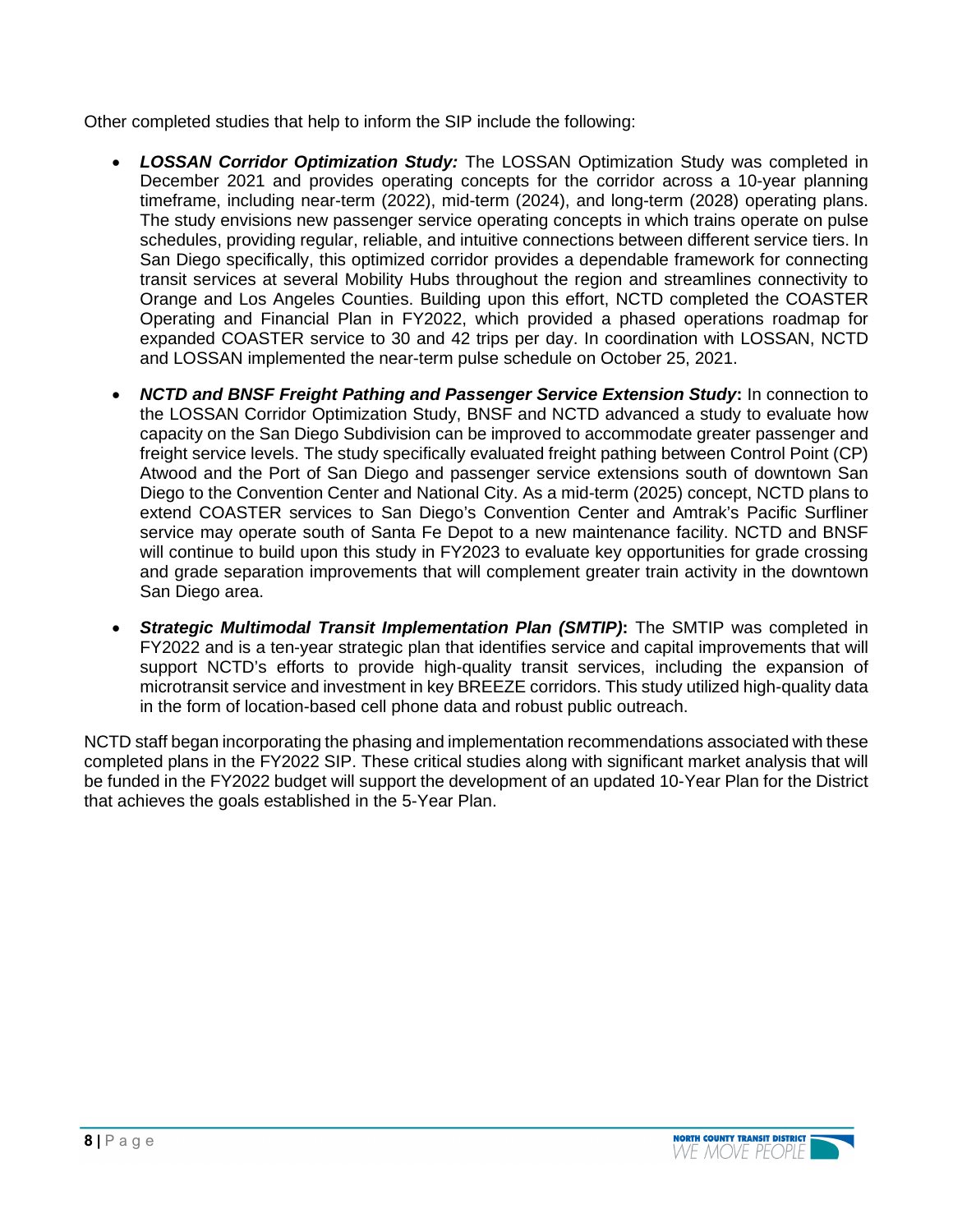Other completed studies that help to inform the SIP include the following:

- ***LOSSAN Corridor Optimization Study:*** The LOSSAN Optimization Study was completed in December 2021 and provides operating concepts for the corridor across a 10-year planning timeframe, including near-term (2022), mid-term (2024), and long-term (2028) operating plans. The study envisions new passenger service operating concepts in which trains operate on pulse schedules, providing regular, reliable, and intuitive connections between different service tiers. In San Diego specifically, this optimized corridor provides a dependable framework for connecting transit services at several Mobility Hubs throughout the region and streamlines connectivity to Orange and Los Angeles Counties. Building upon this effort, NCTD completed the COASTER Operating and Financial Plan in FY2022, which provided a phased operations roadmap for expanded COASTER service to 30 and 42 trips per day. In coordination with LOSSAN, NCTD and LOSSAN implemented the near-term pulse schedule on October 25, 2021.
- ***NCTD and BNSF Freight Pathing and Passenger Service Extension Study*****:** In connection to the LOSSAN Corridor Optimization Study, BNSF and NCTD advanced a study to evaluate how capacity on the San Diego Subdivision can be improved to accommodate greater passenger and freight service levels. The study specifically evaluated freight pathing between Control Point (CP) Atwood and the Port of San Diego and passenger service extensions south of downtown San Diego to the Convention Center and National City. As a mid-term (2025) concept, NCTD plans to extend COASTER services to San Diego's Convention Center and Amtrak's Pacific Surfliner service may operate south of Santa Fe Depot to a new maintenance facility. NCTD and BNSF will continue to build upon this study in FY2023 to evaluate key opportunities for grade crossing and grade separation improvements that will complement greater train activity in the downtown San Diego area.
- ***Strategic Multimodal Transit Implementation Plan (SMTIP)*****:** The SMTIP was completed in FY2022 and is a ten-year strategic plan that identifies service and capital improvements that will support NCTD's efforts to provide high-quality transit services, including the expansion of microtransit service and investment in key BREEZE corridors. This study utilized high-quality data in the form of location-based cell phone data and robust public outreach.

NCTD staff began incorporating the phasing and implementation recommendations associated with these completed plans in the FY2022 SIP. These critical studies along with significant market analysis that will be funded in the FY2022 budget will support the development of an updated 10-Year Plan for the District that achieves the goals established in the 5-Year Plan.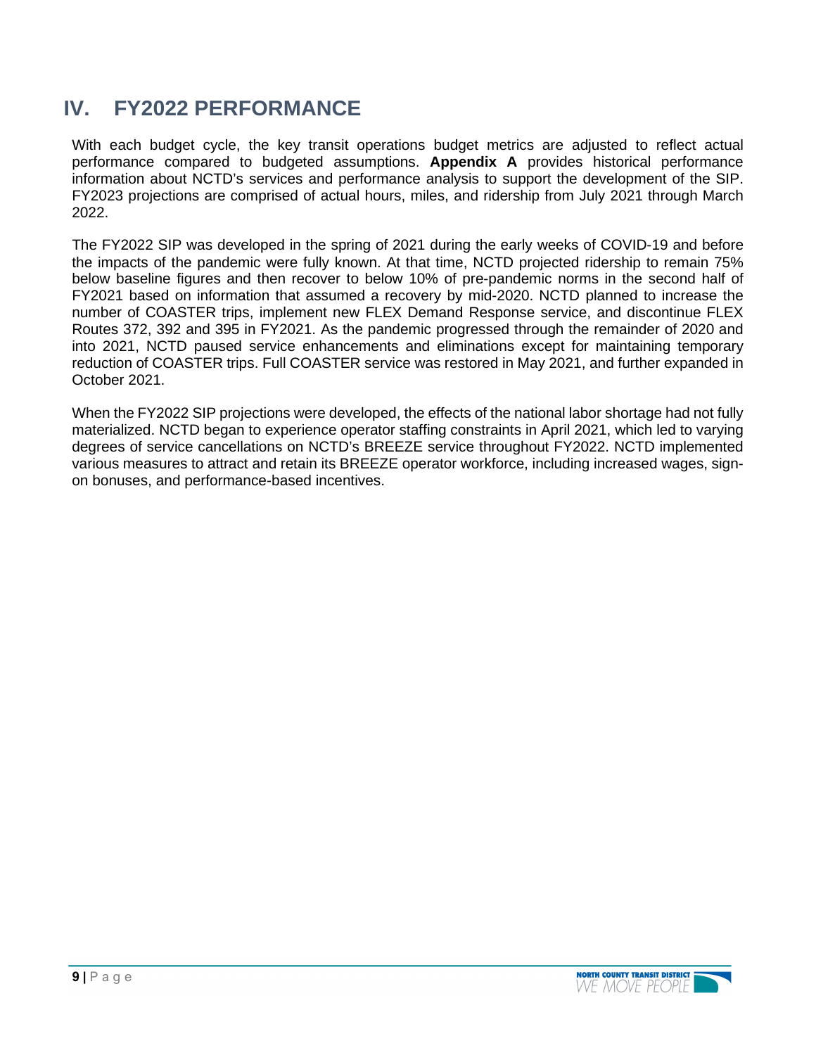# IV. FY2022 PERFORMANCE

With each budget cycle, the key transit operations budget metrics are adjusted to reflect actual performance compared to budgeted assumptions. **Appendix A** provides historical performance information about NCTD's services and performance analysis to support the development of the SIP. FY2023 projections are comprised of actual hours, miles, and ridership from July 2021 through March 2022.

The FY2022 SIP was developed in the spring of 2021 during the early weeks of COVID-19 and before the impacts of the pandemic were fully known. At that time, NCTD projected ridership to remain 75% below baseline figures and then recover to below 10% of pre-pandemic norms in the second half of FY2021 based on information that assumed a recovery by mid-2020. NCTD planned to increase the number of COASTER trips, implement new FLEX Demand Response service, and discontinue FLEX Routes 372, 392 and 395 in FY2021. As the pandemic progressed through the remainder of 2020 and into 2021, NCTD paused service enhancements and eliminations except for maintaining temporary reduction of COASTER trips. Full COASTER service was restored in May 2021, and further expanded in October 2021.

When the FY2022 SIP projections were developed, the effects of the national labor shortage had not fully materialized. NCTD began to experience operator staffing constraints in April 2021, which led to varying degrees of service cancellations on NCTD's BREEZE service throughout FY2022. NCTD implemented various measures to attract and retain its BREEZE operator workforce, including increased wages, sign-on bonuses, and performance-based incentives.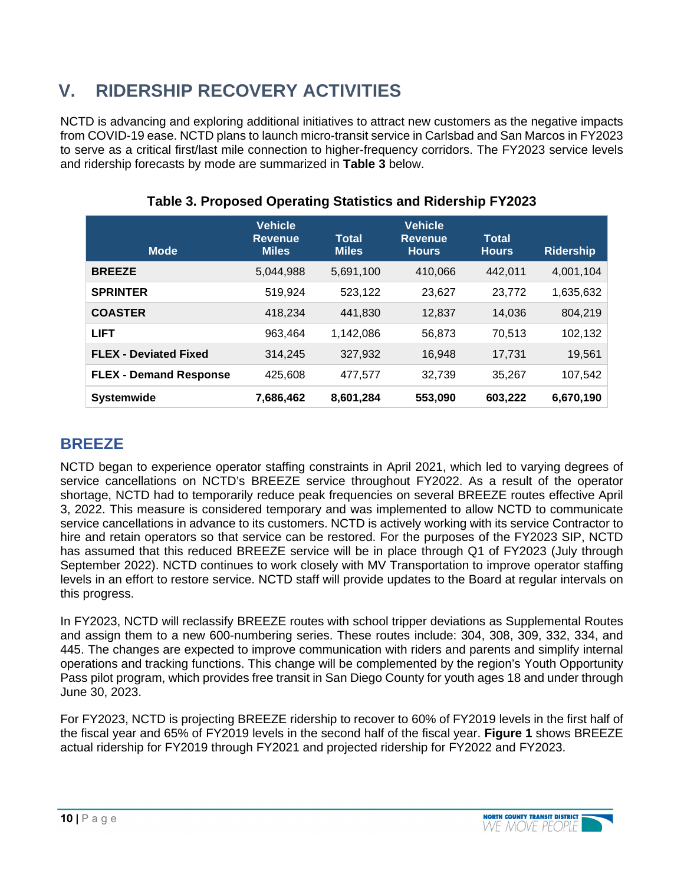# V. RIDERSHIP RECOVERY ACTIVITIES

NCTD is advancing and exploring additional initiatives to attract new customers as the negative impacts from COVID-19 ease. NCTD plans to launch micro-transit service in Carlsbad and San Marcos in FY2023 to serve as a critical first/last mile connection to higher-frequency corridors. The FY2023 service levels and ridership forecasts by mode are summarized in **Table 3** below.

**Table 3. Proposed Operating Statistics and Ridership FY2023**

| Mode | Vehicle Revenue Miles | Total Miles | Vehicle Revenue Hours | Total Hours | Ridership |
|---|---|---|---|---|---|
| **BREEZE** | 5,044,988 | 5,691,100 | 410,066 | 442,011 | 4,001,104 |
| **SPRINTER** | 519,924 | 523,122 | 23,627 | 23,772 | 1,635,632 |
| **COASTER** | 418,234 | 441,830 | 12,837 | 14,036 | 804,219 |
| **LIFT** | 963,464 | 1,142,086 | 56,873 | 70,513 | 102,132 |
| **FLEX - Deviated Fixed** | 314,245 | 327,932 | 16,948 | 17,731 | 19,561 |
| **FLEX - Demand Response** | 425,608 | 477,577 | 32,739 | 35,267 | 107,542 |
| **Systemwide** | **7,686,462** | **8,601,284** | **553,090** | **603,222** | **6,670,190** |

## BREEZE

NCTD began to experience operator staffing constraints in April 2021, which led to varying degrees of service cancellations on NCTD's BREEZE service throughout FY2022. As a result of the operator shortage, NCTD had to temporarily reduce peak frequencies on several BREEZE routes effective April 3, 2022. This measure is considered temporary and was implemented to allow NCTD to communicate service cancellations in advance to its customers. NCTD is actively working with its service Contractor to hire and retain operators so that service can be restored. For the purposes of the FY2023 SIP, NCTD has assumed that this reduced BREEZE service will be in place through Q1 of FY2023 (July through September 2022). NCTD continues to work closely with MV Transportation to improve operator staffing levels in an effort to restore service. NCTD staff will provide updates to the Board at regular intervals on this progress.

In FY2023, NCTD will reclassify BREEZE routes with school tripper deviations as Supplemental Routes and assign them to a new 600-numbering series. These routes include: 304, 308, 309, 332, 334, and 445. The changes are expected to improve communication with riders and parents and simplify internal operations and tracking functions. This change will be complemented by the region's Youth Opportunity Pass pilot program, which provides free transit in San Diego County for youth ages 18 and under through June 30, 2023.

For FY2023, NCTD is projecting BREEZE ridership to recover to 60% of FY2019 levels in the first half of the fiscal year and 65% of FY2019 levels in the second half of the fiscal year. **Figure 1** shows BREEZE actual ridership for FY2019 through FY2021 and projected ridership for FY2022 and FY2023.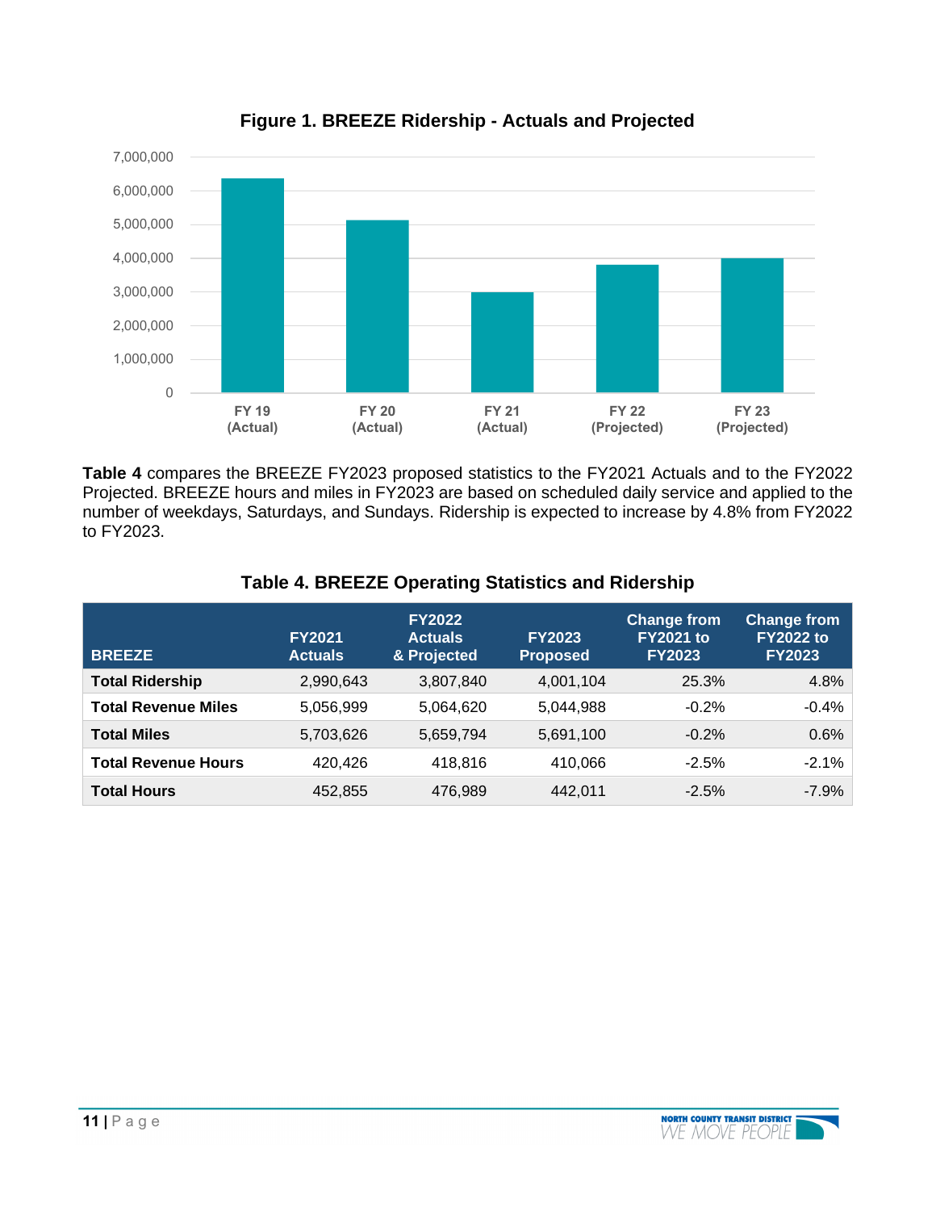**Figure 1. BREEZE Ridership - Actuals and Projected**

**Table 4** compares the BREEZE FY2023 proposed statistics to the FY2021 Actuals and to the FY2022 Projected. BREEZE hours and miles in FY2023 are based on scheduled daily service and applied to the number of weekdays, Saturdays, and Sundays. Ridership is expected to increase by 4.8% from FY2022 to FY2023.

**Table 4. BREEZE Operating Statistics and Ridership**

| BREEZE | FY2021 Actuals | FY2022 Actuals & Projected | FY2023 Proposed | Change from FY2021 to FY2023 | Change from FY2022 to FY2023 |
|---|---|---|---|---|---|
| **Total Ridership** | 2,990,643 | 3,807,840 | 4,001,104 | 25.3% | 4.8% |
| **Total Revenue Miles** | 5,056,999 | 5,064,620 | 5,044,988 | -0.2% | -0.4% |
| **Total Miles** | 5,703,626 | 5,659,794 | 5,691,100 | -0.2% | 0.6% |
| **Total Revenue Hours** | 420,426 | 418,816 | 410,066 | -2.5% | -2.1% |
| **Total Hours** | 452,855 | 476,989 | 442,011 | -2.5% | -7.9% |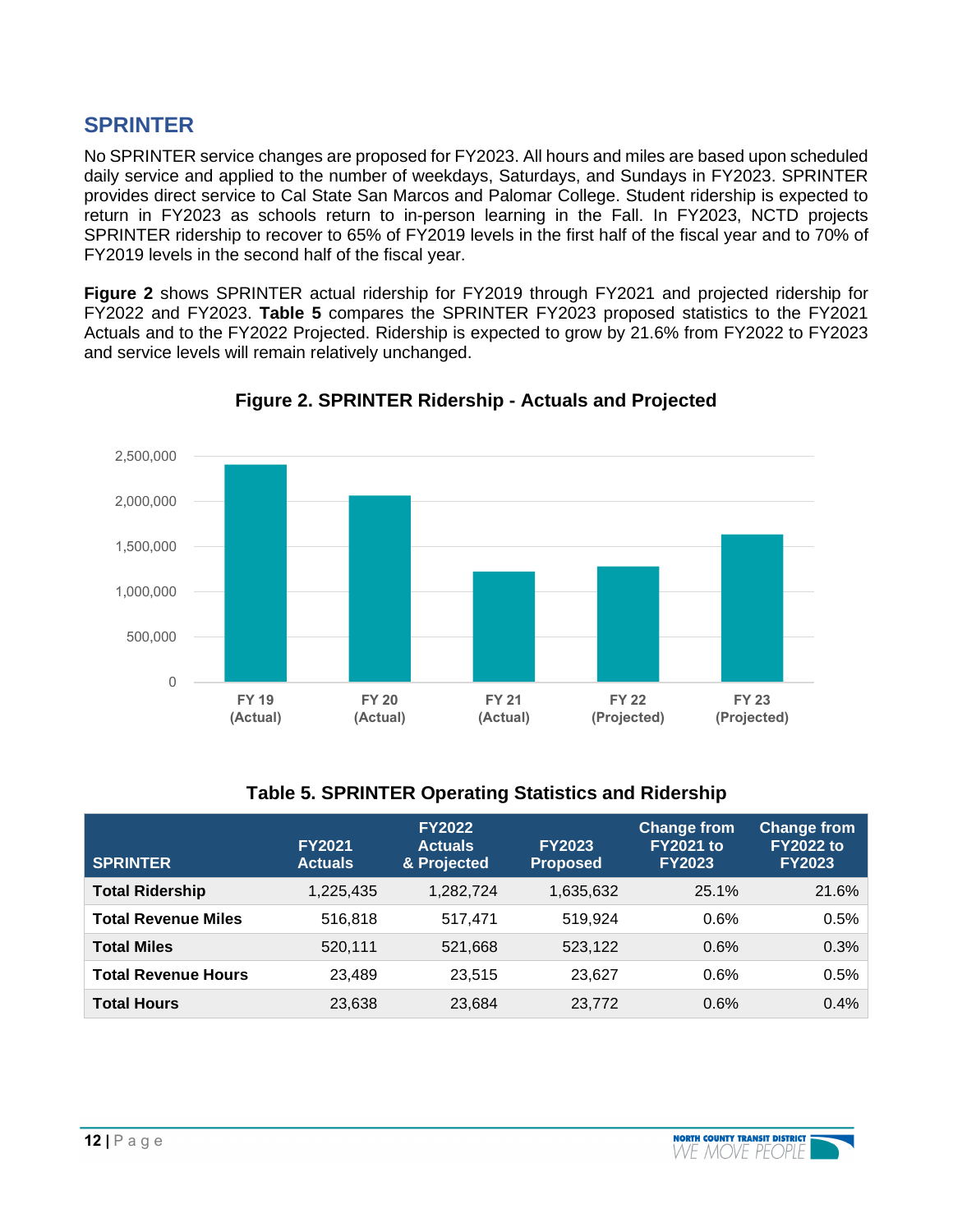## SPRINTER

No SPRINTER service changes are proposed for FY2023. All hours and miles are based upon scheduled daily service and applied to the number of weekdays, Saturdays, and Sundays in FY2023. SPRINTER provides direct service to Cal State San Marcos and Palomar College. Student ridership is expected to return in FY2023 as schools return to in-person learning in the Fall. In FY2023, NCTD projects SPRINTER ridership to recover to 65% of FY2019 levels in the first half of the fiscal year and to 70% of FY2019 levels in the second half of the fiscal year.

**Figure 2** shows SPRINTER actual ridership for FY2019 through FY2021 and projected ridership for FY2022 and FY2023. **Table 5** compares the SPRINTER FY2023 proposed statistics to the FY2021 Actuals and to the FY2022 Projected. Ridership is expected to grow by 21.6% from FY2022 to FY2023 and service levels will remain relatively unchanged.

**Figure 2. SPRINTER Ridership - Actuals and Projected**

**Table 5. SPRINTER Operating Statistics and Ridership**

| SPRINTER | FY2021 Actuals | FY2022 Actuals & Projected | FY2023 Proposed | Change from FY2021 to FY2023 | Change from FY2022 to FY2023 |
|---|---|---|---|---|---|
| **Total Ridership** | 1,225,435 | 1,282,724 | 1,635,632 | 25.1% | 21.6% |
| **Total Revenue Miles** | 516,818 | 517,471 | 519,924 | 0.6% | 0.5% |
| **Total Miles** | 520,111 | 521,668 | 523,122 | 0.6% | 0.3% |
| **Total Revenue Hours** | 23,489 | 23,515 | 23,627 | 0.6% | 0.5% |
| **Total Hours** | 23,638 | 23,684 | 23,772 | 0.6% | 0.4% |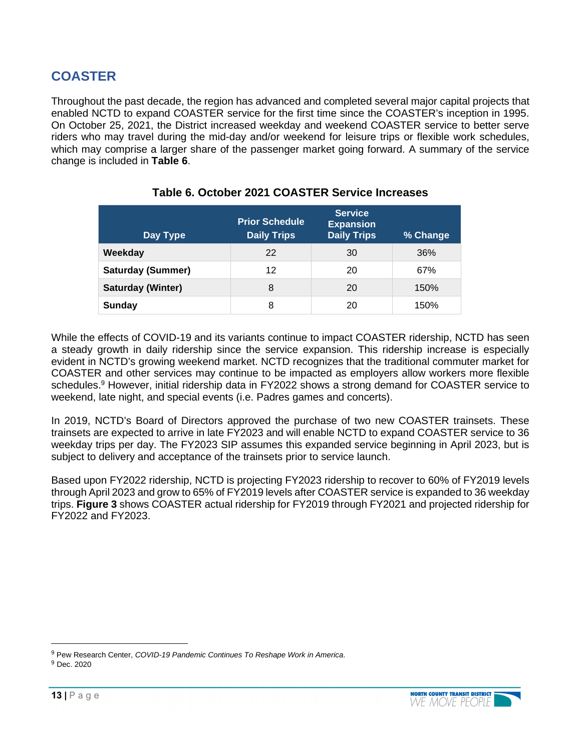## COASTER

Throughout the past decade, the region has advanced and completed several major capital projects that enabled NCTD to expand COASTER service for the first time since the COASTER's inception in 1995. On October 25, 2021, the District increased weekday and weekend COASTER service to better serve riders who may travel during the mid-day and/or weekend for leisure trips or flexible work schedules, which may comprise a larger share of the passenger market going forward. A summary of the service change is included in **Table 6**.

**Table 6. October 2021 COASTER Service Increases**

| Day Type | Prior Schedule Daily Trips | Service Expansion Daily Trips | % Change |
|---|---|---|---|
| **Weekday** | 22 | 30 | 36% |
| **Saturday (Summer)** | 12 | 20 | 67% |
| **Saturday (Winter)** | 8 | 20 | 150% |
| **Sunday** | 8 | 20 | 150% |

While the effects of COVID-19 and its variants continue to impact COASTER ridership, NCTD has seen a steady growth in daily ridership since the service expansion. This ridership increase is especially evident in NCTD's growing weekend market. NCTD recognizes that the traditional commuter market for COASTER and other services may continue to be impacted as employers allow workers more flexible schedules.[9] However, initial ridership data in FY2022 shows a strong demand for COASTER service to weekend, late night, and special events (i.e. Padres games and concerts).

In 2019, NCTD's Board of Directors approved the purchase of two new COASTER trainsets. These trainsets are expected to arrive in late FY2023 and will enable NCTD to expand COASTER service to 36 weekday trips per day. The FY2023 SIP assumes this expanded service beginning in April 2023, but is subject to delivery and acceptance of the trainsets prior to service launch.

Based upon FY2022 ridership, NCTD is projecting FY2023 ridership to recover to 60% of FY2019 levels through April 2023 and grow to 65% of FY2019 levels after COASTER service is expanded to 36 weekday trips. **Figure 3** shows COASTER actual ridership for FY2019 through FY2021 and projected ridership for FY2022 and FY2023.

---

[9] Pew Research Center, *COVID-19 Pandemic Continues To Reshape Work in America*.
[9] Dec. 2020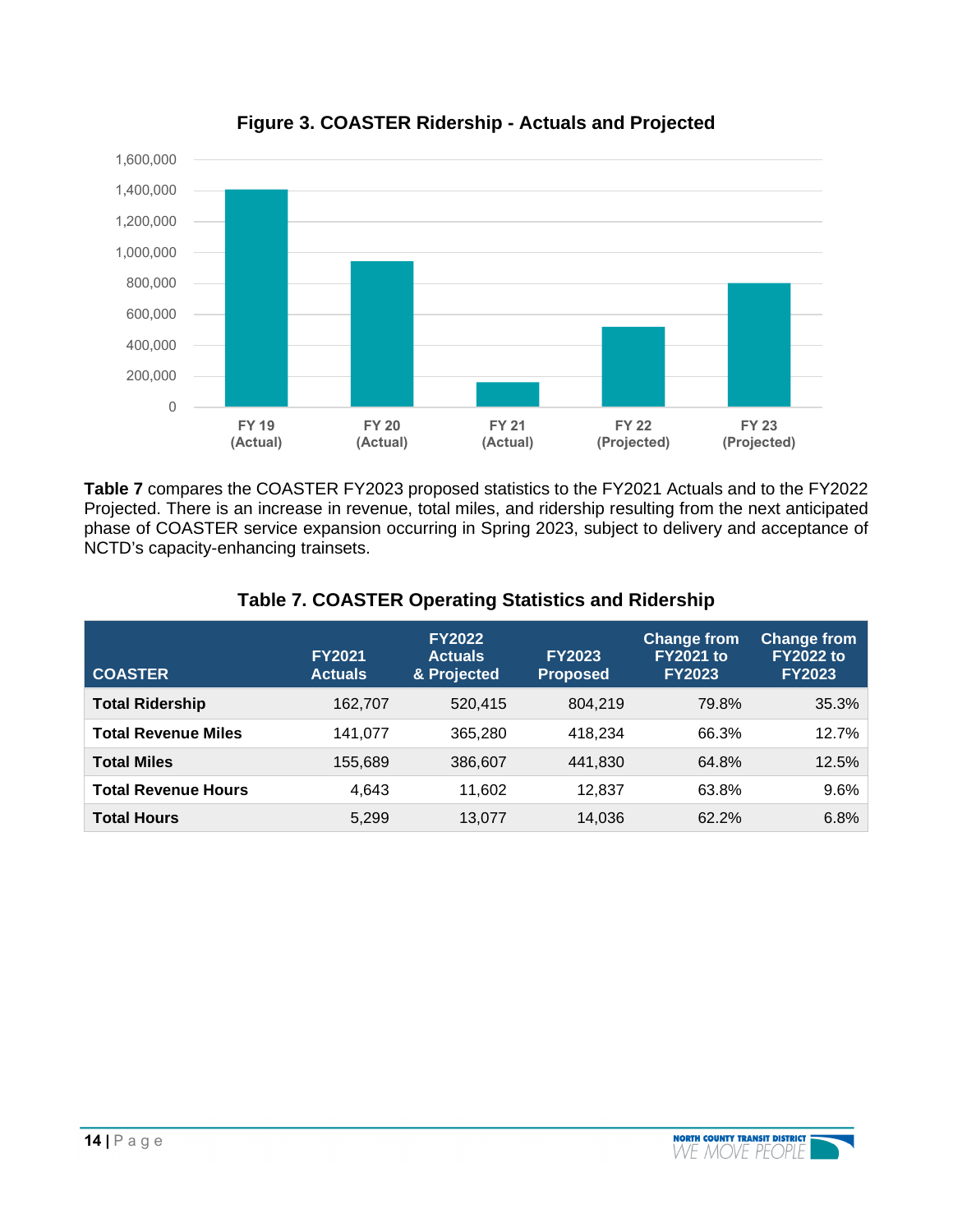**Figure 3. COASTER Ridership - Actuals and Projected**

**Table 7** compares the COASTER FY2023 proposed statistics to the FY2021 Actuals and to the FY2022 Projected. There is an increase in revenue, total miles, and ridership resulting from the next anticipated phase of COASTER service expansion occurring in Spring 2023, subject to delivery and acceptance of NCTD's capacity-enhancing trainsets.

**Table 7. COASTER Operating Statistics and Ridership**

| COASTER | FY2021 Actuals | FY2022 Actuals & Projected | FY2023 Proposed | Change from FY2021 to FY2023 | Change from FY2022 to FY2023 |
|---|---|---|---|---|---|
| **Total Ridership** | 162,707 | 520,415 | 804,219 | 79.8% | 35.3% |
| **Total Revenue Miles** | 141,077 | 365,280 | 418,234 | 66.3% | 12.7% |
| **Total Miles** | 155,689 | 386,607 | 441,830 | 64.8% | 12.5% |
| **Total Revenue Hours** | 4,643 | 11,602 | 12,837 | 63.8% | 9.6% |
| **Total Hours** | 5,299 | 13,077 | 14,036 | 62.2% | 6.8% |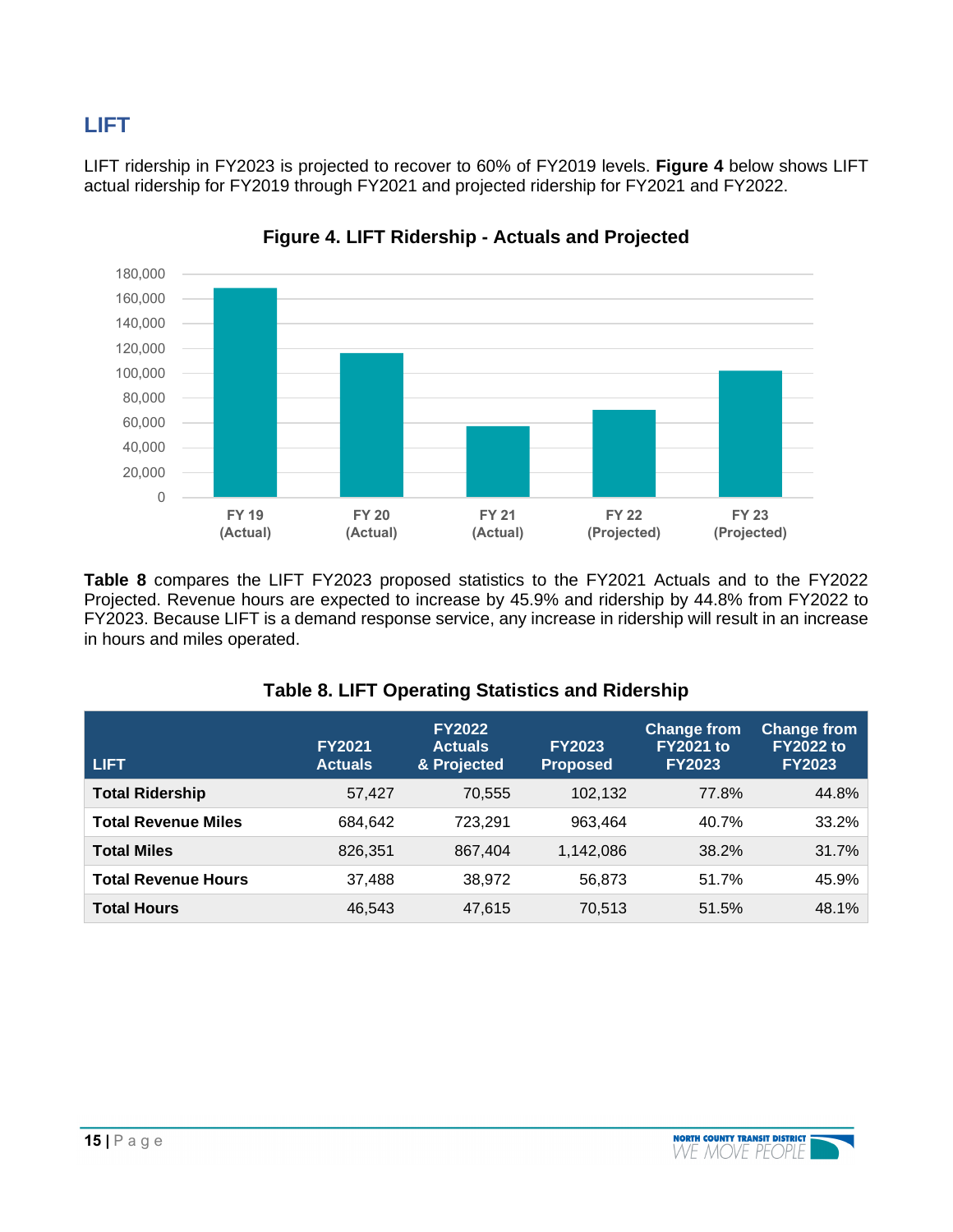## LIFT

LIFT ridership in FY2023 is projected to recover to 60% of FY2019 levels. **Figure 4** below shows LIFT actual ridership for FY2019 through FY2021 and projected ridership for FY2021 and FY2022.

**Figure 4. LIFT Ridership - Actuals and Projected**

**Table 8** compares the LIFT FY2023 proposed statistics to the FY2021 Actuals and to the FY2022 Projected. Revenue hours are expected to increase by 45.9% and ridership by 44.8% from FY2022 to FY2023. Because LIFT is a demand response service, any increase in ridership will result in an increase in hours and miles operated.

**Table 8. LIFT Operating Statistics and Ridership**

| LIFT | FY2021 Actuals | FY2022 Actuals & Projected | FY2023 Proposed | Change from FY2021 to FY2023 | Change from FY2022 to FY2023 |
|---|---|---|---|---|---|
| **Total Ridership** | 57,427 | 70,555 | 102,132 | 77.8% | 44.8% |
| **Total Revenue Miles** | 684,642 | 723,291 | 963,464 | 40.7% | 33.2% |
| **Total Miles** | 826,351 | 867,404 | 1,142,086 | 38.2% | 31.7% |
| **Total Revenue Hours** | 37,488 | 38,972 | 56,873 | 51.7% | 45.9% |
| **Total Hours** | 46,543 | 47,615 | 70,513 | 51.5% | 48.1% |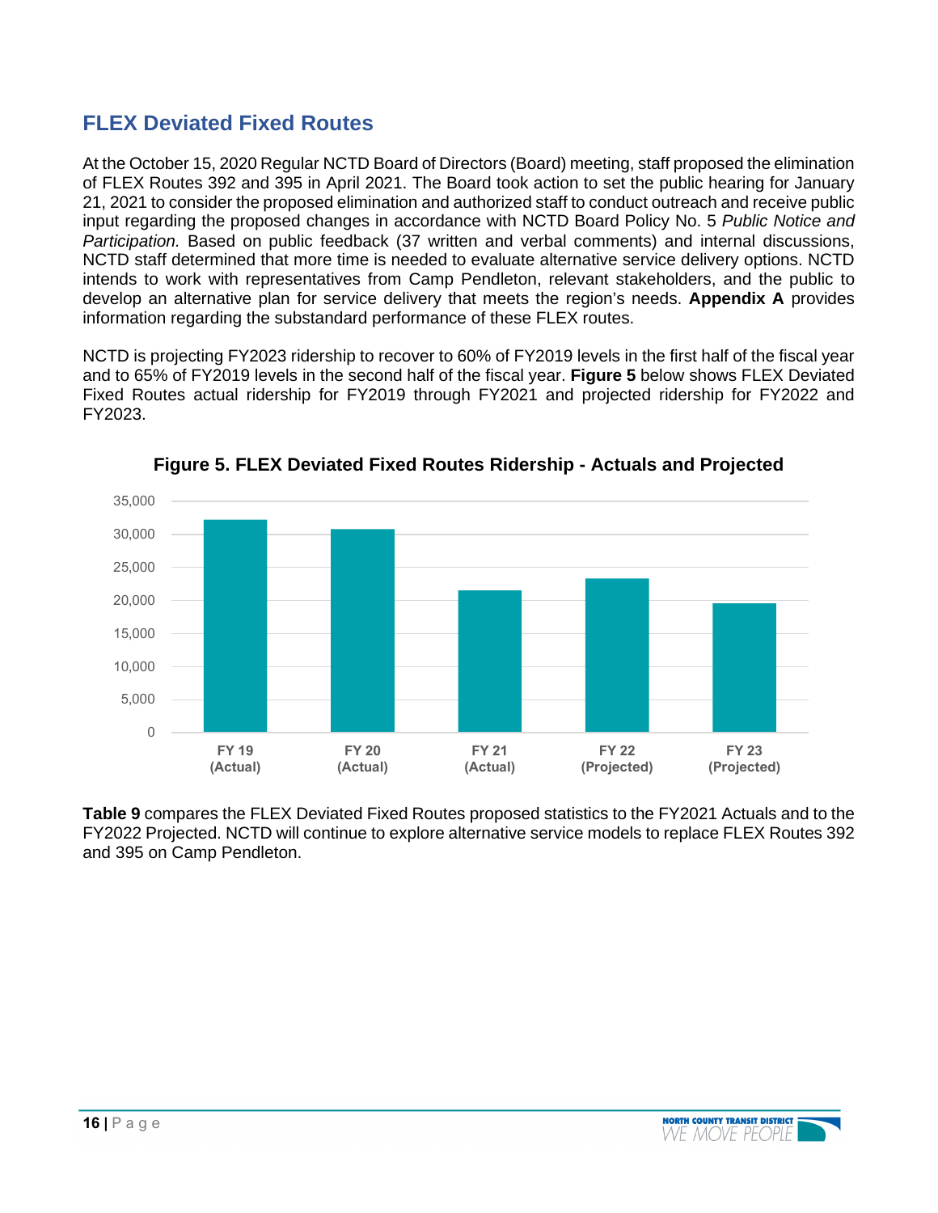## FLEX Deviated Fixed Routes

At the October 15, 2020 Regular NCTD Board of Directors (Board) meeting, staff proposed the elimination of FLEX Routes 392 and 395 in April 2021. The Board took action to set the public hearing for January 21, 2021 to consider the proposed elimination and authorized staff to conduct outreach and receive public input regarding the proposed changes in accordance with NCTD Board Policy No. 5 *Public Notice and Participation.* Based on public feedback (37 written and verbal comments) and internal discussions, NCTD staff determined that more time is needed to evaluate alternative service delivery options. NCTD intends to work with representatives from Camp Pendleton, relevant stakeholders, and the public to develop an alternative plan for service delivery that meets the region's needs. **Appendix A** provides information regarding the substandard performance of these FLEX routes.

NCTD is projecting FY2023 ridership to recover to 60% of FY2019 levels in the first half of the fiscal year and to 65% of FY2019 levels in the second half of the fiscal year. **Figure 5** below shows FLEX Deviated Fixed Routes actual ridership for FY2019 through FY2021 and projected ridership for FY2022 and FY2023.

**Figure 5. FLEX Deviated Fixed Routes Ridership - Actuals and Projected**

**Table 9** compares the FLEX Deviated Fixed Routes proposed statistics to the FY2021 Actuals and to the FY2022 Projected. NCTD will continue to explore alternative service models to replace FLEX Routes 392 and 395 on Camp Pendleton.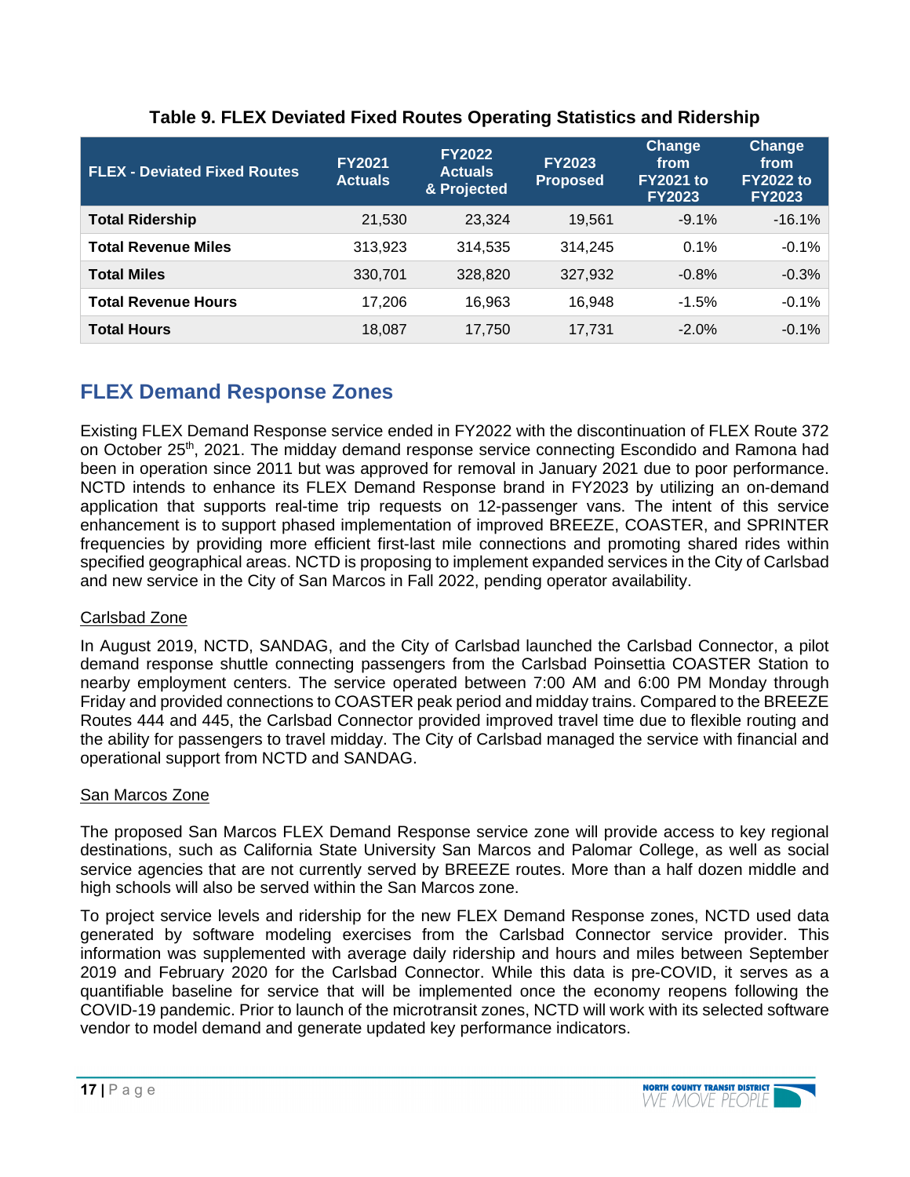**Table 9. FLEX Deviated Fixed Routes Operating Statistics and Ridership**

| FLEX - Deviated Fixed Routes | FY2021 Actuals | FY2022 Actuals & Projected | FY2023 Proposed | Change from FY2021 to FY2023 | Change from FY2022 to FY2023 |
|---|---|---|---|---|---|
| **Total Ridership** | 21,530 | 23,324 | 19,561 | -9.1% | -16.1% |
| **Total Revenue Miles** | 313,923 | 314,535 | 314,245 | 0.1% | -0.1% |
| **Total Miles** | 330,701 | 328,820 | 327,932 | -0.8% | -0.3% |
| **Total Revenue Hours** | 17,206 | 16,963 | 16,948 | -1.5% | -0.1% |
| **Total Hours** | 18,087 | 17,750 | 17,731 | -2.0% | -0.1% |

## FLEX Demand Response Zones

Existing FLEX Demand Response service ended in FY2022 with the discontinuation of FLEX Route 372 on October 25th, 2021. The midday demand response service connecting Escondido and Ramona had been in operation since 2011 but was approved for removal in January 2021 due to poor performance. NCTD intends to enhance its FLEX Demand Response brand in FY2023 by utilizing an on-demand application that supports real-time trip requests on 12-passenger vans. The intent of this service enhancement is to support phased implementation of improved BREEZE, COASTER, and SPRINTER frequencies by providing more efficient first-last mile connections and promoting shared rides within specified geographical areas. NCTD is proposing to implement expanded services in the City of Carlsbad and new service in the City of San Marcos in Fall 2022, pending operator availability.

Carlsbad Zone

In August 2019, NCTD, SANDAG, and the City of Carlsbad launched the Carlsbad Connector, a pilot demand response shuttle connecting passengers from the Carlsbad Poinsettia COASTER Station to nearby employment centers. The service operated between 7:00 AM and 6:00 PM Monday through Friday and provided connections to COASTER peak period and midday trains. Compared to the BREEZE Routes 444 and 445, the Carlsbad Connector provided improved travel time due to flexible routing and the ability for passengers to travel midday. The City of Carlsbad managed the service with financial and operational support from NCTD and SANDAG.

San Marcos Zone

The proposed San Marcos FLEX Demand Response service zone will provide access to key regional destinations, such as California State University San Marcos and Palomar College, as well as social service agencies that are not currently served by BREEZE routes. More than a half dozen middle and high schools will also be served within the San Marcos zone.

To project service levels and ridership for the new FLEX Demand Response zones, NCTD used data generated by software modeling exercises from the Carlsbad Connector service provider. This information was supplemented with average daily ridership and hours and miles between September 2019 and February 2020 for the Carlsbad Connector. While this data is pre-COVID, it serves as a quantifiable baseline for service that will be implemented once the economy reopens following the COVID-19 pandemic. Prior to launch of the microtransit zones, NCTD will work with its selected software vendor to model demand and generate updated key performance indicators.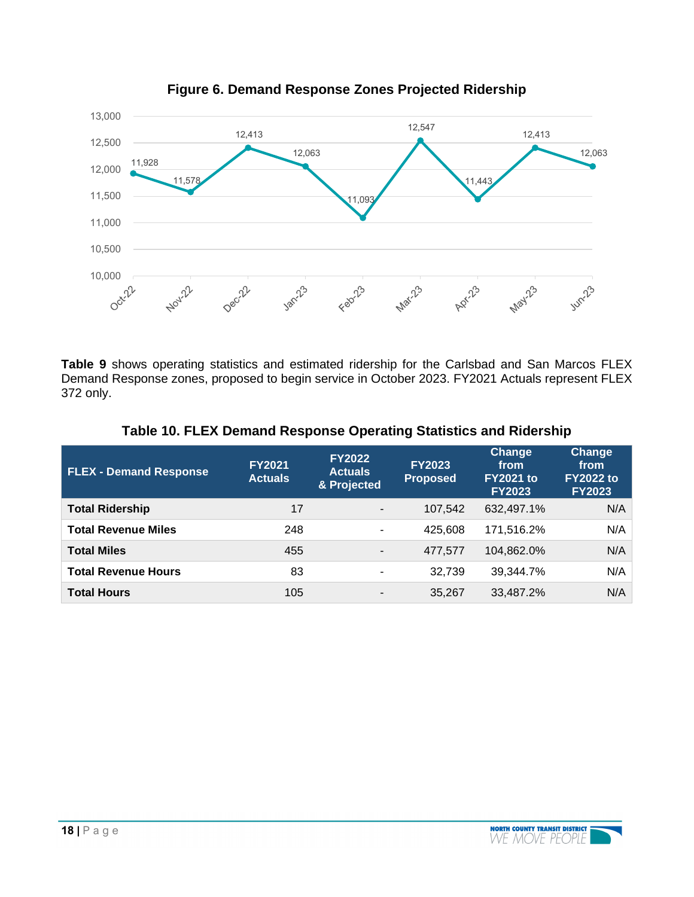**Figure 6. Demand Response Zones Projected Ridership**

| Month | Ridership |
|---|---|
| Oct-22 | 11,928 |
| Nov-22 | 11,578 |
| Dec-22 | 12,413 |
| Jan-23 | 12,063 |
| Feb-23 | 11,093 |
| Mar-23 | 12,547 |
| Apr-23 | 11,443 |
| May-23 | 12,413 |
| Jun-23 | 12,063 |

**Table 9** shows operating statistics and estimated ridership for the Carlsbad and San Marcos FLEX Demand Response zones, proposed to begin service in October 2023. FY2021 Actuals represent FLEX 372 only.

**Table 10. FLEX Demand Response Operating Statistics and Ridership**

| FLEX - Demand Response | FY2021 Actuals | FY2022 Actuals & Projected | FY2023 Proposed | Change from FY2021 to FY2023 | Change from FY2022 to FY2023 |
|---|---|---|---|---|---|
| **Total Ridership** | 17 | - | 107,542 | 632,497.1% | N/A |
| **Total Revenue Miles** | 248 | - | 425,608 | 171,516.2% | N/A |
| **Total Miles** | 455 | - | 477,577 | 104,862.0% | N/A |
| **Total Revenue Hours** | 83 | - | 32,739 | 39,344.7% | N/A |
| **Total Hours** | 105 | - | 35,267 | 33,487.2% | N/A |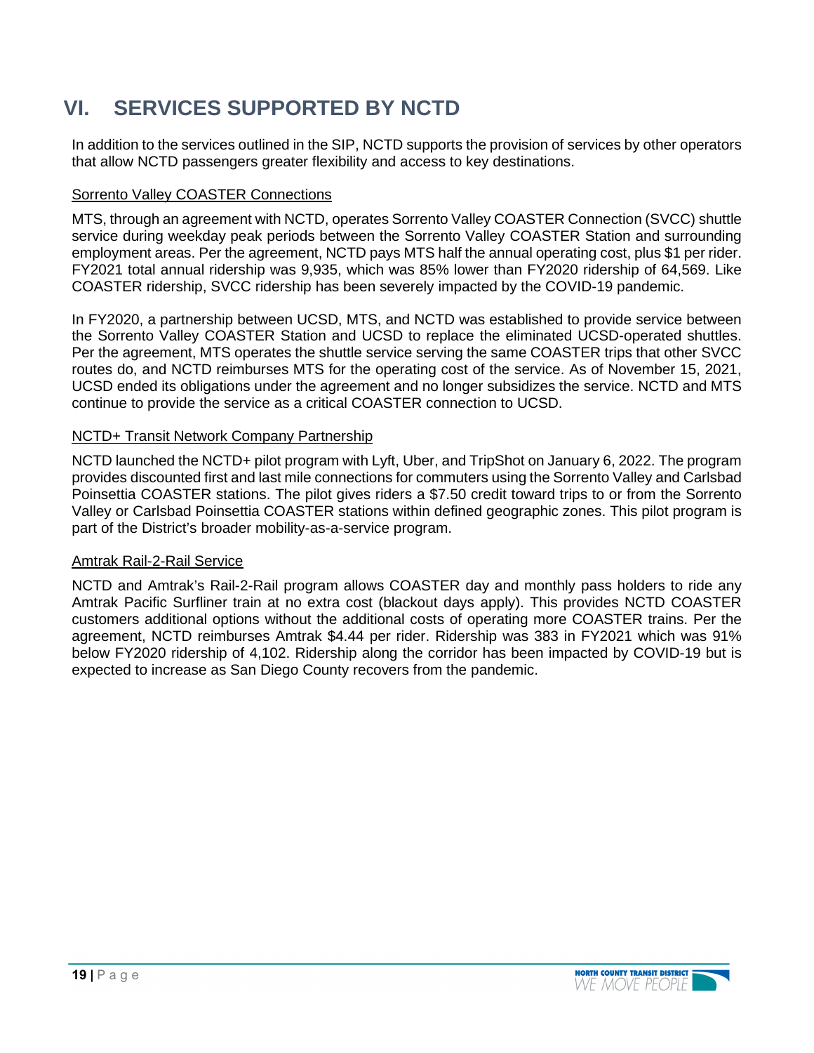# VI. SERVICES SUPPORTED BY NCTD

In addition to the services outlined in the SIP, NCTD supports the provision of services by other operators that allow NCTD passengers greater flexibility and access to key destinations.

## Sorrento Valley COASTER Connections

MTS, through an agreement with NCTD, operates Sorrento Valley COASTER Connection (SVCC) shuttle service during weekday peak periods between the Sorrento Valley COASTER Station and surrounding employment areas. Per the agreement, NCTD pays MTS half the annual operating cost, plus $1 per rider. FY2021 total annual ridership was 9,935, which was 85% lower than FY2020 ridership of 64,569. Like COASTER ridership, SVCC ridership has been severely impacted by the COVID-19 pandemic.

In FY2020, a partnership between UCSD, MTS, and NCTD was established to provide service between the Sorrento Valley COASTER Station and UCSD to replace the eliminated UCSD-operated shuttles. Per the agreement, MTS operates the shuttle service serving the same COASTER trips that other SVCC routes do, and NCTD reimburses MTS for the operating cost of the service. As of November 15, 2021, UCSD ended its obligations under the agreement and no longer subsidizes the service. NCTD and MTS continue to provide the service as a critical COASTER connection to UCSD.

## NCTD+ Transit Network Company Partnership

NCTD launched the NCTD+ pilot program with Lyft, Uber, and TripShot on January 6, 2022. The program provides discounted first and last mile connections for commuters using the Sorrento Valley and Carlsbad Poinsettia COASTER stations. The pilot gives riders a $7.50 credit toward trips to or from the Sorrento Valley or Carlsbad Poinsettia COASTER stations within defined geographic zones. This pilot program is part of the District's broader mobility-as-a-service program.

## Amtrak Rail-2-Rail Service

NCTD and Amtrak's Rail-2-Rail program allows COASTER day and monthly pass holders to ride any Amtrak Pacific Surfliner train at no extra cost (blackout days apply). This provides NCTD COASTER customers additional options without the additional costs of operating more COASTER trains. Per the agreement, NCTD reimburses Amtrak $4.44 per rider. Ridership was 383 in FY2021 which was 91% below FY2020 ridership of 4,102. Ridership along the corridor has been impacted by COVID-19 but is expected to increase as San Diego County recovers from the pandemic.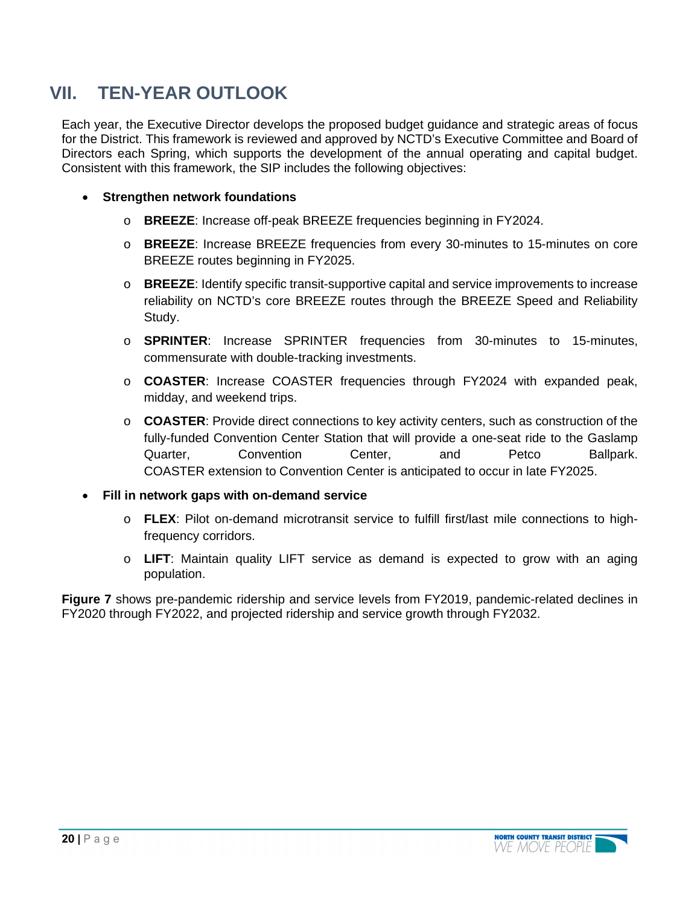# VII. TEN-YEAR OUTLOOK

Each year, the Executive Director develops the proposed budget guidance and strategic areas of focus for the District. This framework is reviewed and approved by NCTD's Executive Committee and Board of Directors each Spring, which supports the development of the annual operating and capital budget. Consistent with this framework, the SIP includes the following objectives:

- **Strengthen network foundations**
  - **BREEZE**: Increase off-peak BREEZE frequencies beginning in FY2024.
  - **BREEZE**: Increase BREEZE frequencies from every 30-minutes to 15-minutes on core BREEZE routes beginning in FY2025.
  - **BREEZE**: Identify specific transit-supportive capital and service improvements to increase reliability on NCTD's core BREEZE routes through the BREEZE Speed and Reliability Study.
  - **SPRINTER**: Increase SPRINTER frequencies from 30-minutes to 15-minutes, commensurate with double-tracking investments.
  - **COASTER**: Increase COASTER frequencies through FY2024 with expanded peak, midday, and weekend trips.
  - **COASTER**: Provide direct connections to key activity centers, such as construction of the fully-funded Convention Center Station that will provide a one-seat ride to the Gaslamp Quarter, Convention Center, and Petco Ballpark. COASTER extension to Convention Center is anticipated to occur in late FY2025.
- **Fill in network gaps with on-demand service**
  - **FLEX**: Pilot on-demand microtransit service to fulfill first/last mile connections to high-frequency corridors.
  - **LIFT**: Maintain quality LIFT service as demand is expected to grow with an aging population.

**Figure 7** shows pre-pandemic ridership and service levels from FY2019, pandemic-related declines in FY2020 through FY2022, and projected ridership and service growth through FY2032.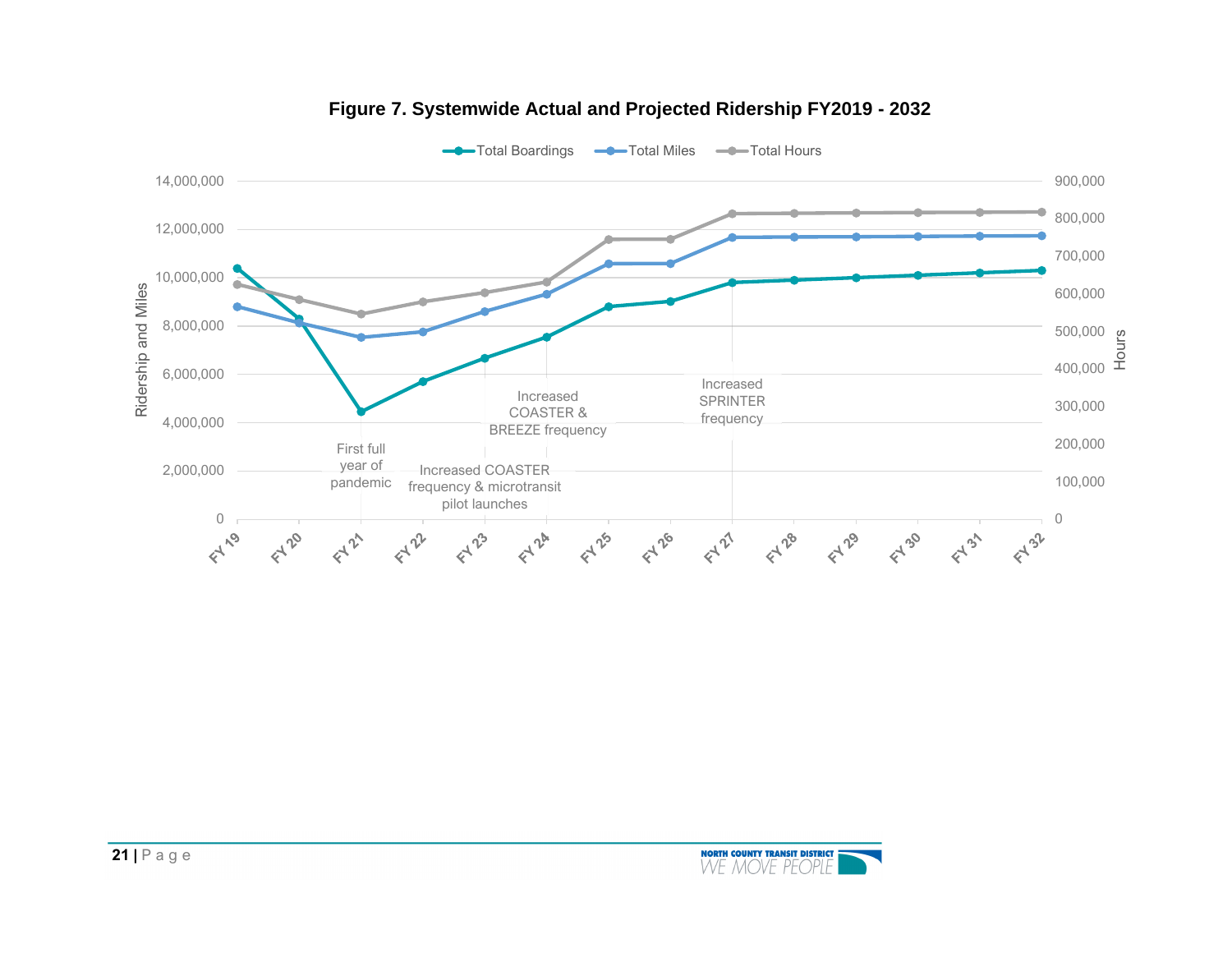**Figure 7. Systemwide Actual and Projected Ridership FY2019 - 2032**

Total Boardings, Total Miles, Total Hours

Ridership and Miles: 0, 2,000,000, 4,000,000, 6,000,000, 8,000,000, 10,000,000, 12,000,000, 14,000,000

Hours: 0, 100,000, 200,000, 300,000, 400,000, 500,000, 600,000, 700,000, 800,000, 900,000

FY 19, FY 20, FY 21, FY 22, FY 23, FY 24, FY 25, FY 26, FY 27, FY 28, FY 29, FY 30, FY 31, FY 32

First full year of pandemic

Increased COASTER frequency & microtransit pilot launches

Increased COASTER & BREEZE frequency

Increased SPRINTER frequency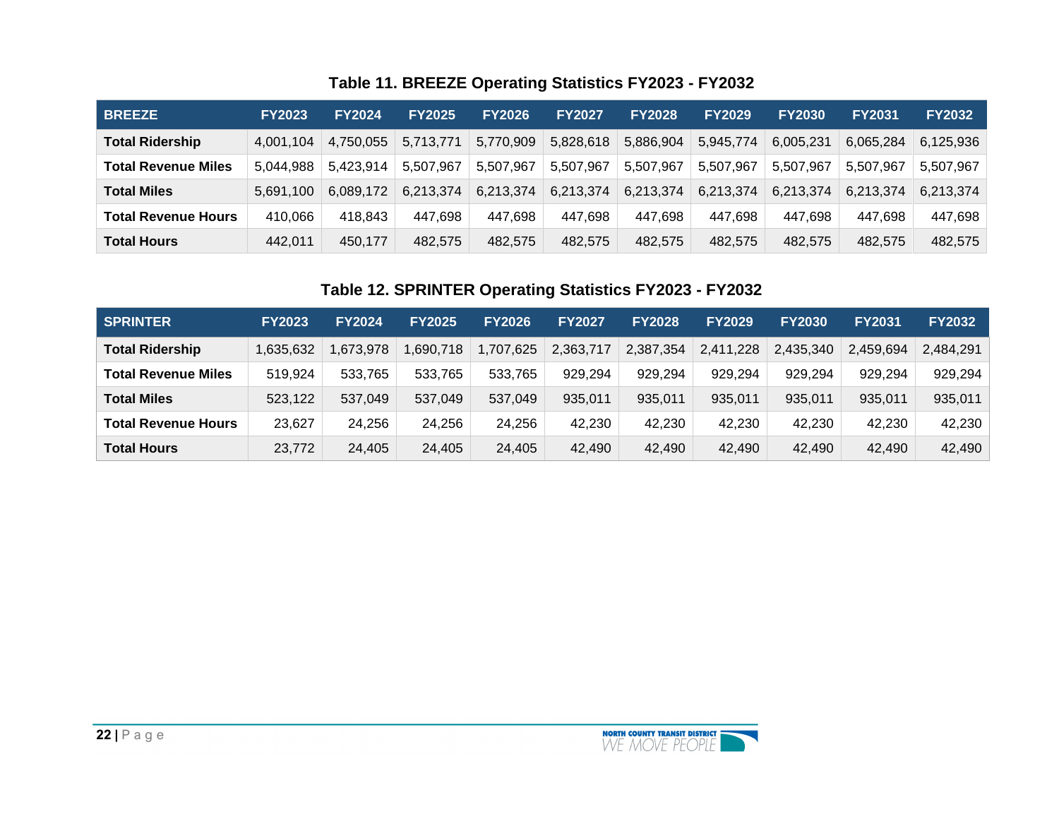**Table 11. BREEZE Operating Statistics FY2023 - FY2032**

| BREEZE | FY2023 | FY2024 | FY2025 | FY2026 | FY2027 | FY2028 | FY2029 | FY2030 | FY2031 | FY2032 |
|---|---|---|---|---|---|---|---|---|---|---|
| **Total Ridership** | 4,001,104 | 4,750,055 | 5,713,771 | 5,770,909 | 5,828,618 | 5,886,904 | 5,945,774 | 6,005,231 | 6,065,284 | 6,125,936 |
| **Total Revenue Miles** | 5,044,988 | 5,423,914 | 5,507,967 | 5,507,967 | 5,507,967 | 5,507,967 | 5,507,967 | 5,507,967 | 5,507,967 | 5,507,967 |
| **Total Miles** | 5,691,100 | 6,089,172 | 6,213,374 | 6,213,374 | 6,213,374 | 6,213,374 | 6,213,374 | 6,213,374 | 6,213,374 | 6,213,374 |
| **Total Revenue Hours** | 410,066 | 418,843 | 447,698 | 447,698 | 447,698 | 447,698 | 447,698 | 447,698 | 447,698 | 447,698 |
| **Total Hours** | 442,011 | 450,177 | 482,575 | 482,575 | 482,575 | 482,575 | 482,575 | 482,575 | 482,575 | 482,575 |

**Table 12. SPRINTER Operating Statistics FY2023 - FY2032**

| SPRINTER | FY2023 | FY2024 | FY2025 | FY2026 | FY2027 | FY2028 | FY2029 | FY2030 | FY2031 | FY2032 |
|---|---|---|---|---|---|---|---|---|---|---|
| **Total Ridership** | 1,635,632 | 1,673,978 | 1,690,718 | 1,707,625 | 2,363,717 | 2,387,354 | 2,411,228 | 2,435,340 | 2,459,694 | 2,484,291 |
| **Total Revenue Miles** | 519,924 | 533,765 | 533,765 | 533,765 | 929,294 | 929,294 | 929,294 | 929,294 | 929,294 | 929,294 |
| **Total Miles** | 523,122 | 537,049 | 537,049 | 537,049 | 935,011 | 935,011 | 935,011 | 935,011 | 935,011 | 935,011 |
| **Total Revenue Hours** | 23,627 | 24,256 | 24,256 | 24,256 | 42,230 | 42,230 | 42,230 | 42,230 | 42,230 | 42,230 |
| **Total Hours** | 23,772 | 24,405 | 24,405 | 24,405 | 42,490 | 42,490 | 42,490 | 42,490 | 42,490 | 42,490 |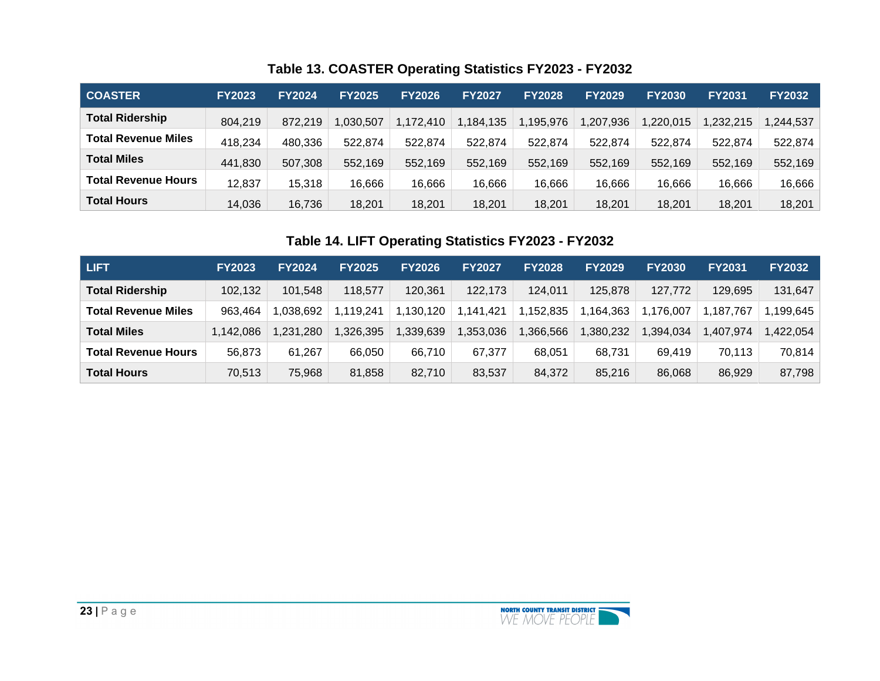### Table 13. COASTER Operating Statistics FY2023 - FY2032

| COASTER | FY2023 | FY2024 | FY2025 | FY2026 | FY2027 | FY2028 | FY2029 | FY2030 | FY2031 | FY2032 |
|---|---|---|---|---|---|---|---|---|---|---|
| **Total Ridership** | 804,219 | 872,219 | 1,030,507 | 1,172,410 | 1,184,135 | 1,195,976 | 1,207,936 | 1,220,015 | 1,232,215 | 1,244,537 |
| **Total Revenue Miles** | 418,234 | 480,336 | 522,874 | 522,874 | 522,874 | 522,874 | 522,874 | 522,874 | 522,874 | 522,874 |
| **Total Miles** | 441,830 | 507,308 | 552,169 | 552,169 | 552,169 | 552,169 | 552,169 | 552,169 | 552,169 | 552,169 |
| **Total Revenue Hours** | 12,837 | 15,318 | 16,666 | 16,666 | 16,666 | 16,666 | 16,666 | 16,666 | 16,666 | 16,666 |
| **Total Hours** | 14,036 | 16,736 | 18,201 | 18,201 | 18,201 | 18,201 | 18,201 | 18,201 | 18,201 | 18,201 |

### Table 14. LIFT Operating Statistics FY2023 - FY2032

| LIFT | FY2023 | FY2024 | FY2025 | FY2026 | FY2027 | FY2028 | FY2029 | FY2030 | FY2031 | FY2032 |
|---|---|---|---|---|---|---|---|---|---|---|
| **Total Ridership** | 102,132 | 101,548 | 118,577 | 120,361 | 122,173 | 124,011 | 125,878 | 127,772 | 129,695 | 131,647 |
| **Total Revenue Miles** | 963,464 | 1,038,692 | 1,119,241 | 1,130,120 | 1,141,421 | 1,152,835 | 1,164,363 | 1,176,007 | 1,187,767 | 1,199,645 |
| **Total Miles** | 1,142,086 | 1,231,280 | 1,326,395 | 1,339,639 | 1,353,036 | 1,366,566 | 1,380,232 | 1,394,034 | 1,407,974 | 1,422,054 |
| **Total Revenue Hours** | 56,873 | 61,267 | 66,050 | 66,710 | 67,377 | 68,051 | 68,731 | 69,419 | 70,113 | 70,814 |
| **Total Hours** | 70,513 | 75,968 | 81,858 | 82,710 | 83,537 | 84,372 | 85,216 | 86,068 | 86,929 | 87,798 |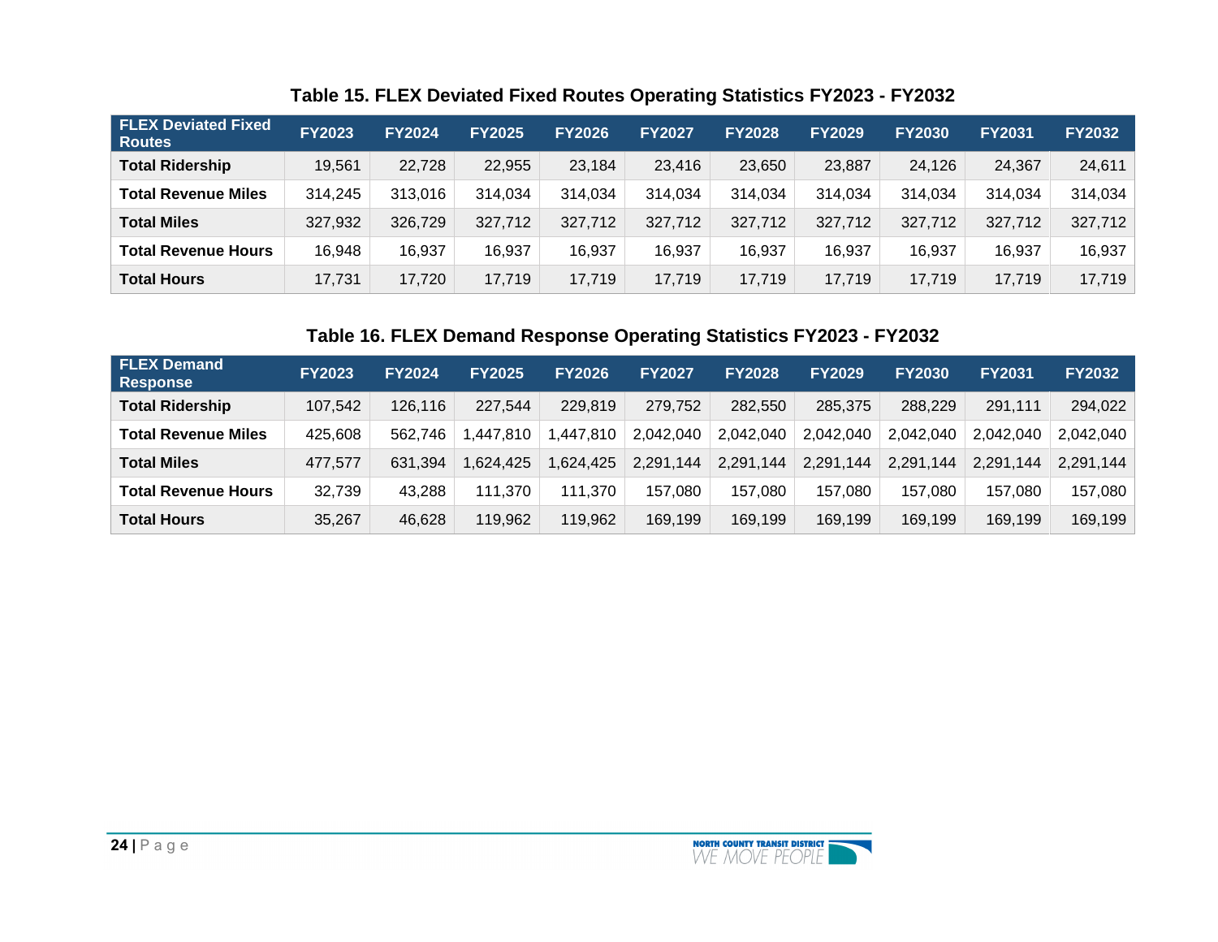**Table 15. FLEX Deviated Fixed Routes Operating Statistics FY2023 - FY2032**

| FLEX Deviated Fixed Routes | FY2023 | FY2024 | FY2025 | FY2026 | FY2027 | FY2028 | FY2029 | FY2030 | FY2031 | FY2032 |
|---|---|---|---|---|---|---|---|---|---|---|
| **Total Ridership** | 19,561 | 22,728 | 22,955 | 23,184 | 23,416 | 23,650 | 23,887 | 24,126 | 24,367 | 24,611 |
| **Total Revenue Miles** | 314,245 | 313,016 | 314,034 | 314,034 | 314,034 | 314,034 | 314,034 | 314,034 | 314,034 | 314,034 |
| **Total Miles** | 327,932 | 326,729 | 327,712 | 327,712 | 327,712 | 327,712 | 327,712 | 327,712 | 327,712 | 327,712 |
| **Total Revenue Hours** | 16,948 | 16,937 | 16,937 | 16,937 | 16,937 | 16,937 | 16,937 | 16,937 | 16,937 | 16,937 |
| **Total Hours** | 17,731 | 17,720 | 17,719 | 17,719 | 17,719 | 17,719 | 17,719 | 17,719 | 17,719 | 17,719 |

**Table 16. FLEX Demand Response Operating Statistics FY2023 - FY2032**

| FLEX Demand Response | FY2023 | FY2024 | FY2025 | FY2026 | FY2027 | FY2028 | FY2029 | FY2030 | FY2031 | FY2032 |
|---|---|---|---|---|---|---|---|---|---|---|
| **Total Ridership** | 107,542 | 126,116 | 227,544 | 229,819 | 279,752 | 282,550 | 285,375 | 288,229 | 291,111 | 294,022 |
| **Total Revenue Miles** | 425,608 | 562,746 | 1,447,810 | 1,447,810 | 2,042,040 | 2,042,040 | 2,042,040 | 2,042,040 | 2,042,040 | 2,042,040 |
| **Total Miles** | 477,577 | 631,394 | 1,624,425 | 1,624,425 | 2,291,144 | 2,291,144 | 2,291,144 | 2,291,144 | 2,291,144 | 2,291,144 |
| **Total Revenue Hours** | 32,739 | 43,288 | 111,370 | 111,370 | 157,080 | 157,080 | 157,080 | 157,080 | 157,080 | 157,080 |
| **Total Hours** | 35,267 | 46,628 | 119,962 | 119,962 | 169,199 | 169,199 | 169,199 | 169,199 | 169,199 | 169,199 |